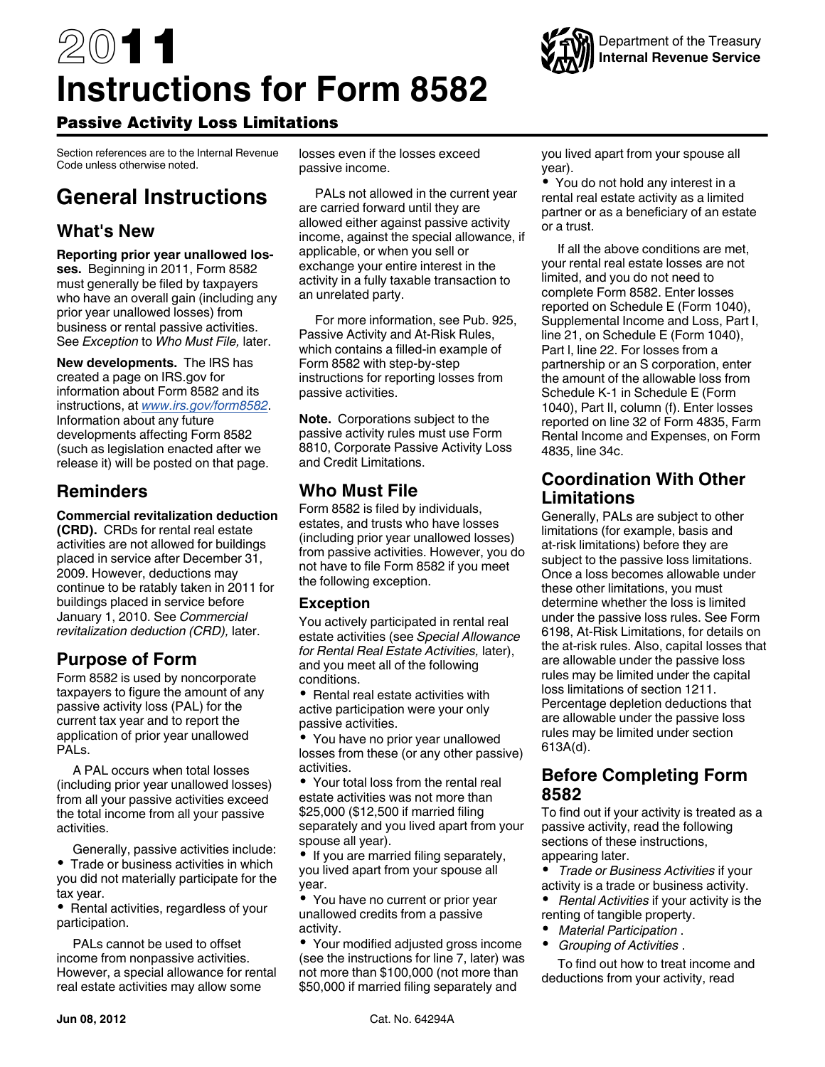# 2011 Instructions for Form 8582

## Passive Activity Loss Limitations

Department of the Treasury
**Internal Revenue Service**

Section references are to the Internal Revenue Code unless otherwise noted.

# General Instructions

## What's New

**Reporting prior year unallowed losses.** Beginning in 2011, Form 8582 must generally be filed by taxpayers who have an overall gain (including any prior year unallowed losses) from business or rental passive activities. See *Exception* to *Who Must File,* later.

**New developments.** The IRS has created a page on IRS.gov for information about Form 8582 and its instructions, at *www.irs.gov/form8582*. Information about any future developments affecting Form 8582 (such as legislation enacted after we release it) will be posted on that page.

## Reminders

**Commercial revitalization deduction (CRD).** CRDs for rental real estate activities are not allowed for buildings placed in service after December 31, 2009. However, deductions may continue to be ratably taken in 2011 for buildings placed in service before January 1, 2010. See *Commercial revitalization deduction (CRD),* later.

## Purpose of Form

Form 8582 is used by noncorporate taxpayers to figure the amount of any passive activity loss (PAL) for the current tax year and to report the application of prior year unallowed PALs.

A PAL occurs when total losses (including prior year unallowed losses) from all your passive activities exceed the total income from all your passive activities.

Generally, passive activities include:

- Trade or business activities in which you did not materially participate for the tax year.
- Rental activities, regardless of your participation.

PALs cannot be used to offset income from nonpassive activities. However, a special allowance for rental real estate activities may allow some losses even if the losses exceed passive income.

PALs not allowed in the current year are carried forward until they are allowed either against passive activity income, against the special allowance, if applicable, or when you sell or exchange your entire interest in the activity in a fully taxable transaction to an unrelated party.

For more information, see Pub. 925, Passive Activity and At-Risk Rules, which contains a filled-in example of Form 8582 with step-by-step instructions for reporting losses from passive activities.

**Note.** Corporations subject to the passive activity rules must use Form 8810, Corporate Passive Activity Loss and Credit Limitations.

## Who Must File

Form 8582 is filed by individuals, estates, and trusts who have losses (including prior year unallowed losses) from passive activities. However, you do not have to file Form 8582 if you meet the following exception.

### Exception

You actively participated in rental real estate activities (see *Special Allowance for Rental Real Estate Activities,* later), and you meet all of the following conditions.

- Rental real estate activities with active participation were your only passive activities.
- You have no prior year unallowed losses from these (or any other passive) activities.
- Your total loss from the rental real estate activities was not more than $25,000 ($12,500 if married filing separately and you lived apart from your spouse all year).
- If you are married filing separately, you lived apart from your spouse all year.
- You have no current or prior year unallowed credits from a passive activity.
- Your modified adjusted gross income (see the instructions for line 7, later) was not more than $100,000 (not more than $50,000 if married filing separately and you lived apart from your spouse all year).
- You do not hold any interest in a rental real estate activity as a limited partner or as a beneficiary of an estate or a trust.

If all the above conditions are met, your rental real estate losses are not limited, and you do not need to complete Form 8582. Enter losses reported on Schedule E (Form 1040), Supplemental Income and Loss, Part I, line 21, on Schedule E (Form 1040), Part I, line 22. For losses from a partnership or an S corporation, enter the amount of the allowable loss from Schedule K-1 in Schedule E (Form 1040), Part II, column (f). Enter losses reported on line 32 of Form 4835, Farm Rental Income and Expenses, on Form 4835, line 34c.

## Coordination With Other Limitations

Generally, PALs are subject to other limitations (for example, basis and at-risk limitations) before they are subject to the passive loss limitations. Once a loss becomes allowable under these other limitations, you must determine whether the loss is limited under the passive loss rules. See Form 6198, At-Risk Limitations, for details on the at-risk rules. Also, capital losses that are allowable under the passive loss rules may be limited under the capital loss limitations of section 1211. Percentage depletion deductions that are allowable under the passive loss rules may be limited under section 613A(d).

## Before Completing Form 8582

To find out if your activity is treated as a passive activity, read the following sections of these instructions, appearing later.

- *Trade or Business Activities* if your activity is a trade or business activity.
- *Rental Activities* if your activity is the renting of tangible property.
- *Material Participation* .
- *Grouping of Activities* .

To find out how to treat income and deductions from your activity, read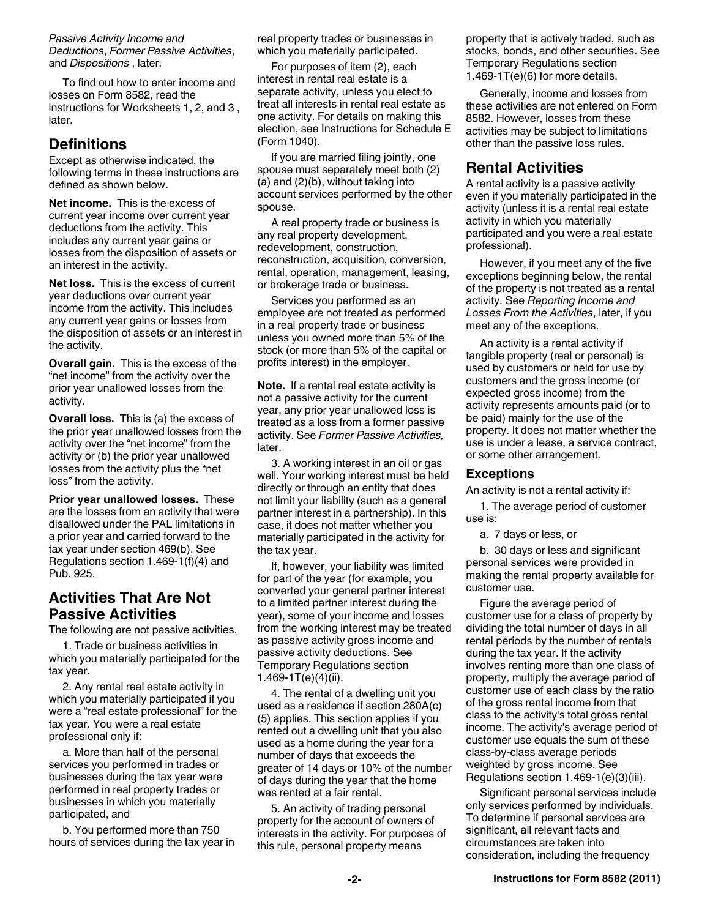*Passive Activity Income and Deductions*, *Former Passive Activities*, and *Dispositions* , later.

To find out how to enter income and losses on Form 8582, read the instructions for Worksheets 1, 2, and 3 , later.

## Definitions

Except as otherwise indicated, the following terms in these instructions are defined as shown below.

**Net income.** This is the excess of current year income over current year deductions from the activity. This includes any current year gains or losses from the disposition of assets or an interest in the activity.

**Net loss.** This is the excess of current year deductions over current year income from the activity. This includes any current year gains or losses from the disposition of assets or an interest in the activity.

**Overall gain.** This is the excess of the "net income" from the activity over the prior year unallowed losses from the activity.

**Overall loss.** This is (a) the excess of the prior year unallowed losses from the activity over the "net income" from the activity or (b) the prior year unallowed losses from the activity plus the "net loss" from the activity.

**Prior year unallowed losses.** These are the losses from an activity that were disallowed under the PAL limitations in a prior year and carried forward to the tax year under section 469(b). See Regulations section 1.469-1(f)(4) and Pub. 925.

## Activities That Are Not Passive Activities

The following are not passive activities.

1. Trade or business activities in which you materially participated for the tax year.

2. Any rental real estate activity in which you materially participated if you were a "real estate professional" for the tax year. You were a real estate professional only if:

a. More than half of the personal services you performed in trades or businesses during the tax year were performed in real property trades or businesses in which you materially participated, and

b. You performed more than 750 hours of services during the tax year in real property trades or businesses in which you materially participated.

For purposes of item (2), each interest in rental real estate is a separate activity, unless you elect to treat all interests in rental real estate as one activity. For details on making this election, see Instructions for Schedule E (Form 1040).

If you are married filing jointly, one spouse must separately meet both (2)(a) and (2)(b), without taking into account services performed by the other spouse.

A real property trade or business is any real property development, redevelopment, construction, reconstruction, acquisition, conversion, rental, operation, management, leasing, or brokerage trade or business.

Services you performed as an employee are not treated as performed in a real property trade or business unless you owned more than 5% of the stock (or more than 5% of the capital or profits interest) in the employer.

**Note.** If a rental real estate activity is not a passive activity for the current year, any prior year unallowed loss is treated as a loss from a former passive activity. See *Former Passive Activities,* later.

3. A working interest in an oil or gas well. Your working interest must be held directly or through an entity that does not limit your liability (such as a general partner interest in a partnership). In this case, it does not matter whether you materially participated in the activity for the tax year.

If, however, your liability was limited for part of the year (for example, you converted your general partner interest to a limited partner interest during the year), some of your income and losses from the working interest may be treated as passive activity gross income and passive activity deductions. See Temporary Regulations section 1.469-1T(e)(4)(ii).

4. The rental of a dwelling unit you used as a residence if section 280A(c)(5) applies. This section applies if you rented out a dwelling unit that you also used as a home during the year for a number of days that exceeds the greater of 14 days or 10% of the number of days during the year that the home was rented at a fair rental.

5. An activity of trading personal property for the account of owners of interests in the activity. For purposes of this rule, personal property means property that is actively traded, such as stocks, bonds, and other securities. See Temporary Regulations section 1.469-1T(e)(6) for more details.

Generally, income and losses from these activities are not entered on Form 8582. However, losses from these activities may be subject to limitations other than the passive loss rules.

## Rental Activities

A rental activity is a passive activity even if you materially participated in the activity (unless it is a rental real estate activity in which you materially participated and you were a real estate professional).

However, if you meet any of the five exceptions beginning below, the rental of the property is not treated as a rental activity. See *Reporting Income and Losses From the Activities*, later, if you meet any of the exceptions.

An activity is a rental activity if tangible property (real or personal) is used by customers or held for use by customers and the gross income (or expected gross income) from the activity represents amounts paid (or to be paid) mainly for the use of the property. It does not matter whether the use is under a lease, a service contract, or some other arrangement.

### Exceptions

An activity is not a rental activity if:

1. The average period of customer use is:

a. 7 days or less, or

b. 30 days or less and significant personal services were provided in making the rental property available for customer use.

Figure the average period of customer use for a class of property by dividing the total number of days in all rental periods by the number of rentals during the tax year. If the activity involves renting more than one class of property, multiply the average period of customer use of each class by the ratio of the gross rental income from that class to the activity's total gross rental income. The activity's average period of customer use equals the sum of these class-by-class average periods weighted by gross income. See Regulations section 1.469-1(e)(3)(iii).

Significant personal services include only services performed by individuals. To determine if personal services are significant, all relevant facts and circumstances are taken into consideration, including the frequency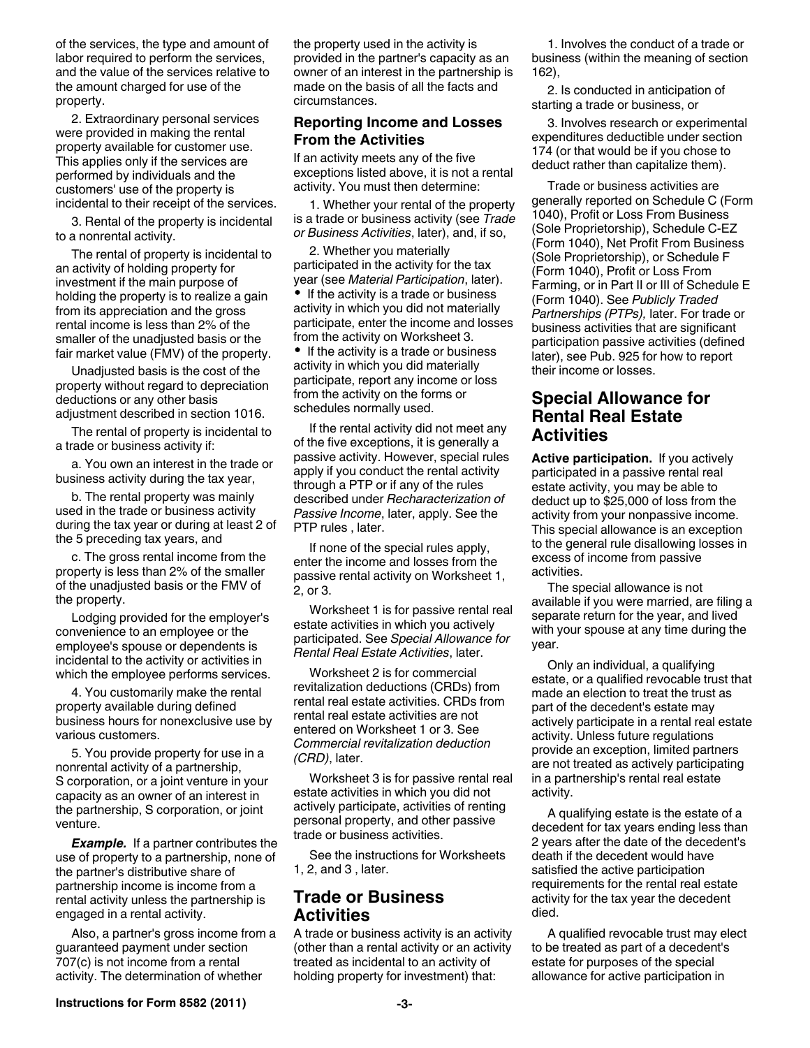of the services, the type and amount of labor required to perform the services, and the value of the services relative to the amount charged for use of the property.

2. Extraordinary personal services were provided in making the rental property available for customer use. This applies only if the services are performed by individuals and the customers' use of the property is incidental to their receipt of the services.

3. Rental of the property is incidental to a nonrental activity.

The rental of property is incidental to an activity of holding property for investment if the main purpose of holding the property is to realize a gain from its appreciation and the gross rental income is less than 2% of the smaller of the unadjusted basis or the fair market value (FMV) of the property.

Unadjusted basis is the cost of the property without regard to depreciation deductions or any other basis adjustment described in section 1016.

The rental of property is incidental to a trade or business activity if:

a. You own an interest in the trade or business activity during the tax year,

b. The rental property was mainly used in the trade or business activity during the tax year or during at least 2 of the 5 preceding tax years, and

c. The gross rental income from the property is less than 2% of the smaller of the unadjusted basis or the FMV of the property.

Lodging provided for the employer's convenience to an employee or the employee's spouse or dependents is incidental to the activity or activities in which the employee performs services.

4. You customarily make the rental property available during defined business hours for nonexclusive use by various customers.

5. You provide property for use in a nonrental activity of a partnership, S corporation, or a joint venture in your capacity as an owner of an interest in the partnership, S corporation, or joint venture.

***Example.*** If a partner contributes the use of property to a partnership, none of the partner's distributive share of partnership income is income from a rental activity unless the partnership is engaged in a rental activity.

Also, a partner's gross income from a guaranteed payment under section 707(c) is not income from a rental activity. The determination of whether the property used in the activity is provided in the partner's capacity as an owner of an interest in the partnership is made on the basis of all the facts and circumstances.

### Reporting Income and Losses From the Activities

If an activity meets any of the five exceptions listed above, it is not a rental activity. You must then determine:

1. Whether your rental of the property is a trade or business activity (see *Trade or Business Activities*, later), and, if so,

2. Whether you materially participated in the activity for the tax year (see *Material Participation*, later).

- If the activity is a trade or business activity in which you did not materially participate, enter the income and losses from the activity on Worksheet 3.
- If the activity is a trade or business activity in which you did materially participate, report any income or loss from the activity on the forms or schedules normally used.

If the rental activity did not meet any of the five exceptions, it is generally a passive activity. However, special rules apply if you conduct the rental activity through a PTP or if any of the rules described under *Recharacterization of Passive Income*, later, apply. See the PTP rules , later.

If none of the special rules apply, enter the income and losses from the passive rental activity on Worksheet 1, 2, or 3.

Worksheet 1 is for passive rental real estate activities in which you actively participated. See *Special Allowance for Rental Real Estate Activities*, later.

Worksheet 2 is for commercial revitalization deductions (CRDs) from rental real estate activities. CRDs from rental real estate activities are not entered on Worksheet 1 or 3. See *Commercial revitalization deduction (CRD)*, later.

Worksheet 3 is for passive rental real estate activities in which you did not actively participate, activities of renting personal property, and other passive trade or business activities.

See the instructions for Worksheets 1, 2, and 3 , later.

## Trade or Business Activities

A trade or business activity is an activity (other than a rental activity or an activity treated as incidental to an activity of holding property for investment) that:

1. Involves the conduct of a trade or business (within the meaning of section 162),

2. Is conducted in anticipation of starting a trade or business, or

3. Involves research or experimental expenditures deductible under section 174 (or that would be if you chose to deduct rather than capitalize them).

Trade or business activities are generally reported on Schedule C (Form 1040), Profit or Loss From Business (Sole Proprietorship), Schedule C-EZ (Form 1040), Net Profit From Business (Sole Proprietorship), or Schedule F (Form 1040), Profit or Loss From Farming, or in Part II or III of Schedule E (Form 1040). See *Publicly Traded Partnerships (PTPs),* later. For trade or business activities that are significant participation passive activities (defined later), see Pub. 925 for how to report their income or losses.

## Special Allowance for Rental Real Estate Activities

**Active participation.** If you actively participated in a passive rental real estate activity, you may be able to deduct up to $25,000 of loss from the activity from your nonpassive income. This special allowance is an exception to the general rule disallowing losses in excess of income from passive activities.

The special allowance is not available if you were married, are filing a separate return for the year, and lived with your spouse at any time during the year.

Only an individual, a qualifying estate, or a qualified revocable trust that made an election to treat the trust as part of the decedent's estate may actively participate in a rental real estate activity. Unless future regulations provide an exception, limited partners are not treated as actively participating in a partnership's rental real estate activity.

A qualifying estate is the estate of a decedent for tax years ending less than 2 years after the date of the decedent's death if the decedent would have satisfied the active participation requirements for the rental real estate activity for the tax year the decedent died.

A qualified revocable trust may elect to be treated as part of a decedent's estate for purposes of the special allowance for active participation in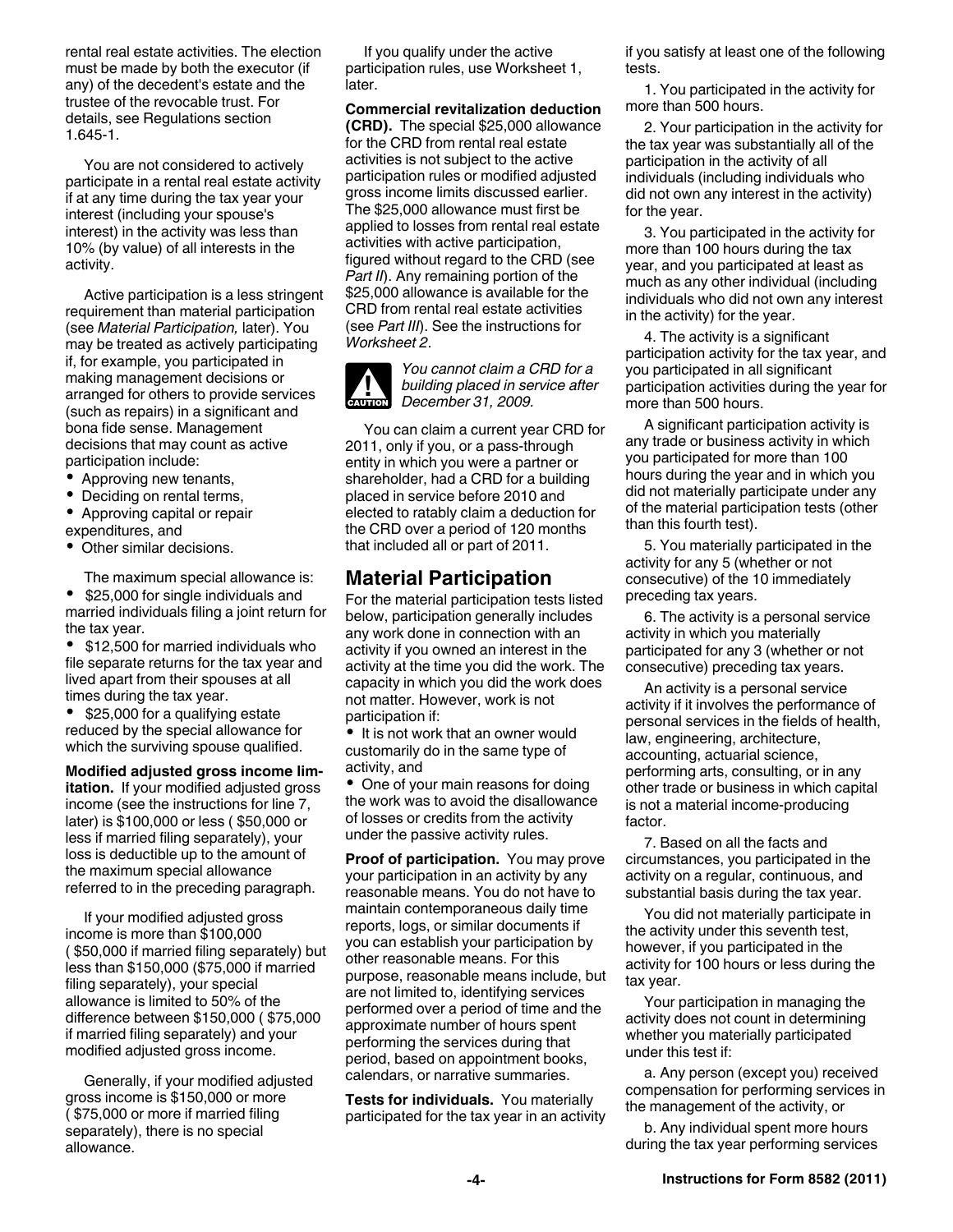rental real estate activities. The election must be made by both the executor (if any) of the decedent's estate and the trustee of the revocable trust. For details, see Regulations section 1.645-1.

You are not considered to actively participate in a rental real estate activity if at any time during the tax year your interest (including your spouse's interest) in the activity was less than 10% (by value) of all interests in the activity.

Active participation is a less stringent requirement than material participation (see *Material Participation,* later). You may be treated as actively participating if, for example, you participated in making management decisions or arranged for others to provide services (such as repairs) in a significant and bona fide sense. Management decisions that may count as active participation include:

- Approving new tenants,
- Deciding on rental terms,
- Approving capital or repair expenditures, and
- Other similar decisions.

The maximum special allowance is:

- $25,000 for single individuals and married individuals filing a joint return for the tax year.
- $12,500 for married individuals who file separate returns for the tax year and lived apart from their spouses at all times during the tax year.
- $25,000 for a qualifying estate reduced by the special allowance for which the surviving spouse qualified.

**Modified adjusted gross income limitation.** If your modified adjusted gross income (see the instructions for line 7, later) is $100,000 or less ( $50,000 or less if married filing separately), your loss is deductible up to the amount of the maximum special allowance referred to in the preceding paragraph.

If your modified adjusted gross income is more than $100,000 ( $50,000 if married filing separately) but less than $150,000 ($75,000 if married filing separately), your special allowance is limited to 50% of the difference between $150,000 ( $75,000 if married filing separately) and your modified adjusted gross income.

Generally, if your modified adjusted gross income is $150,000 or more ( $75,000 or more if married filing separately), there is no special allowance.

If you qualify under the active participation rules, use Worksheet 1, later.

**Commercial revitalization deduction (CRD).** The special $25,000 allowance for the CRD from rental real estate activities is not subject to the active participation rules or modified adjusted gross income limits discussed earlier. The $25,000 allowance must first be applied to losses from rental real estate activities with active participation, figured without regard to the CRD (see *Part II*). Any remaining portion of the $25,000 allowance is available for the CRD from rental real estate activities (see *Part III*). See the instructions for *Worksheet 2*.

CAUTION: *You cannot claim a CRD for a building placed in service after December 31, 2009.*

You can claim a current year CRD for 2011, only if you, or a pass-through entity in which you were a partner or shareholder, had a CRD for a building placed in service before 2010 and elected to ratably claim a deduction for the CRD over a period of 120 months that included all or part of 2011.

## Material Participation

For the material participation tests listed below, participation generally includes any work done in connection with an activity if you owned an interest in the activity at the time you did the work. The capacity in which you did the work does not matter. However, work is not participation if:

- It is not work that an owner would customarily do in the same type of activity, and
- One of your main reasons for doing the work was to avoid the disallowance of losses or credits from the activity under the passive activity rules.

**Proof of participation.** You may prove your participation in an activity by any reasonable means. You do not have to maintain contemporaneous daily time reports, logs, or similar documents if you can establish your participation by other reasonable means. For this purpose, reasonable means include, but are not limited to, identifying services performed over a period of time and the approximate number of hours spent performing the services during that period, based on appointment books, calendars, or narrative summaries.

**Tests for individuals.** You materially participated for the tax year in an activity if you satisfy at least one of the following tests.

1. You participated in the activity for more than 500 hours.

2. Your participation in the activity for the tax year was substantially all of the participation in the activity of all individuals (including individuals who did not own any interest in the activity) for the year.

3. You participated in the activity for more than 100 hours during the tax year, and you participated at least as much as any other individual (including individuals who did not own any interest in the activity) for the year.

4. The activity is a significant participation activity for the tax year, and you participated in all significant participation activities during the year for more than 500 hours.

A significant participation activity is any trade or business activity in which you participated for more than 100 hours during the year and in which you did not materially participate under any of the material participation tests (other than this fourth test).

5. You materially participated in the activity for any 5 (whether or not consecutive) of the 10 immediately preceding tax years.

6. The activity is a personal service activity in which you materially participated for any 3 (whether or not consecutive) preceding tax years.

An activity is a personal service activity if it involves the performance of personal services in the fields of health, law, engineering, architecture, accounting, actuarial science, performing arts, consulting, or in any other trade or business in which capital is not a material income-producing factor.

7. Based on all the facts and circumstances, you participated in the activity on a regular, continuous, and substantial basis during the tax year.

You did not materially participate in the activity under this seventh test, however, if you participated in the activity for 100 hours or less during the tax year.

Your participation in managing the activity does not count in determining whether you materially participated under this test if:

a. Any person (except you) received compensation for performing services in the management of the activity, or

b. Any individual spent more hours during the tax year performing services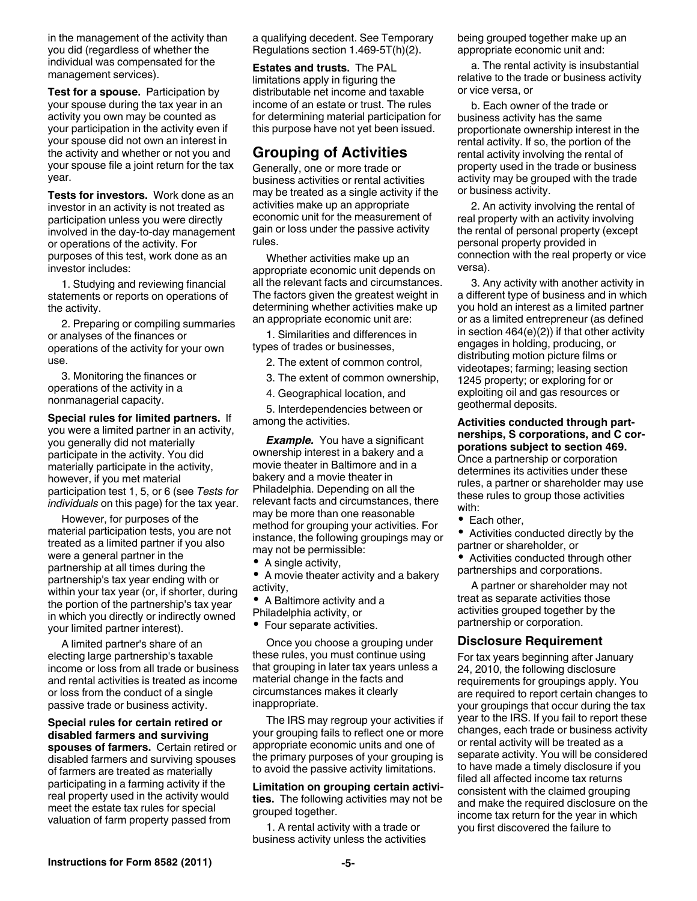in the management of the activity than you did (regardless of whether the individual was compensated for the management services).

**Test for a spouse.** Participation by your spouse during the tax year in an activity you own may be counted as your participation in the activity even if your spouse did not own an interest in the activity and whether or not you and your spouse file a joint return for the tax year.

**Tests for investors.** Work done as an investor in an activity is not treated as participation unless you were directly involved in the day-to-day management or operations of the activity. For purposes of this test, work done as an investor includes:

1. Studying and reviewing financial statements or reports on operations of the activity.

2. Preparing or compiling summaries or analyses of the finances or operations of the activity for your own use.

3. Monitoring the finances or operations of the activity in a nonmanagerial capacity.

**Special rules for limited partners.** If you were a limited partner in an activity, you generally did not materially participate in the activity. You did materially participate in the activity, however, if you met material participation test 1, 5, or 6 (see *Tests for individuals* on this page) for the tax year.

However, for purposes of the material participation tests, you are not treated as a limited partner if you also were a general partner in the partnership at all times during the partnership's tax year ending with or within your tax year (or, if shorter, during the portion of the partnership's tax year in which you directly or indirectly owned your limited partner interest).

A limited partner's share of an electing large partnership's taxable income or loss from all trade or business and rental activities is treated as income or loss from the conduct of a single passive trade or business activity.

**Special rules for certain retired or disabled farmers and surviving spouses of farmers.** Certain retired or disabled farmers and surviving spouses of farmers are treated as materially participating in a farming activity if the real property used in the activity would meet the estate tax rules for special valuation of farm property passed from a qualifying decedent. See Temporary Regulations section 1.469-5T(h)(2).

**Estates and trusts.** The PAL limitations apply in figuring the distributable net income and taxable income of an estate or trust. The rules for determining material participation for this purpose have not yet been issued.

## Grouping of Activities

Generally, one or more trade or business activities or rental activities may be treated as a single activity if the activities make up an appropriate economic unit for the measurement of gain or loss under the passive activity rules.

Whether activities make up an appropriate economic unit depends on all the relevant facts and circumstances. The factors given the greatest weight in determining whether activities make up an appropriate economic unit are:

1. Similarities and differences in types of trades or businesses,

2. The extent of common control,

3. The extent of common ownership,

4. Geographical location, and

5. Interdependencies between or among the activities.

***Example.*** You have a significant ownership interest in a bakery and a movie theater in Baltimore and in a bakery and a movie theater in Philadelphia. Depending on all the relevant facts and circumstances, there may be more than one reasonable method for grouping your activities. For instance, the following groupings may or may not be permissible:

- A single activity,
- A movie theater activity and a bakery activity,
- A Baltimore activity and a Philadelphia activity, or
- Four separate activities.

Once you choose a grouping under these rules, you must continue using that grouping in later tax years unless a material change in the facts and circumstances makes it clearly inappropriate.

The IRS may regroup your activities if your grouping fails to reflect one or more appropriate economic units and one of the primary purposes of your grouping is to avoid the passive activity limitations.

**Limitation on grouping certain activities.** The following activities may not be grouped together.

1. A rental activity with a trade or business activity unless the activities being grouped together make up an appropriate economic unit and:

a. The rental activity is insubstantial relative to the trade or business activity or vice versa, or

b. Each owner of the trade or business activity has the same proportionate ownership interest in the rental activity. If so, the portion of the rental activity involving the rental of property used in the trade or business activity may be grouped with the trade or business activity.

2. An activity involving the rental of real property with an activity involving the rental of personal property (except personal property provided in connection with the real property or vice versa).

3. Any activity with another activity in a different type of business and in which you hold an interest as a limited partner or as a limited entrepreneur (as defined in section 464(e)(2)) if that other activity engages in holding, producing, or distributing motion picture films or videotapes; farming; leasing section 1245 property; or exploring for or exploiting oil and gas resources or geothermal deposits.

**Activities conducted through partnerships, S corporations, and C corporations subject to section 469.** Once a partnership or corporation determines its activities under these rules, a partner or shareholder may use these rules to group those activities with:

- Each other,
- Activities conducted directly by the partner or shareholder, or
- Activities conducted through other partnerships and corporations.

A partner or shareholder may not treat as separate activities those activities grouped together by the partnership or corporation.

### Disclosure Requirement

For tax years beginning after January 24, 2010, the following disclosure requirements for groupings apply. You are required to report certain changes to your groupings that occur during the tax year to the IRS. If you fail to report these changes, each trade or business activity or rental activity will be treated as a separate activity. You will be considered to have made a timely disclosure if you filed all affected income tax returns consistent with the claimed grouping and make the required disclosure on the income tax return for the year in which you first discovered the failure to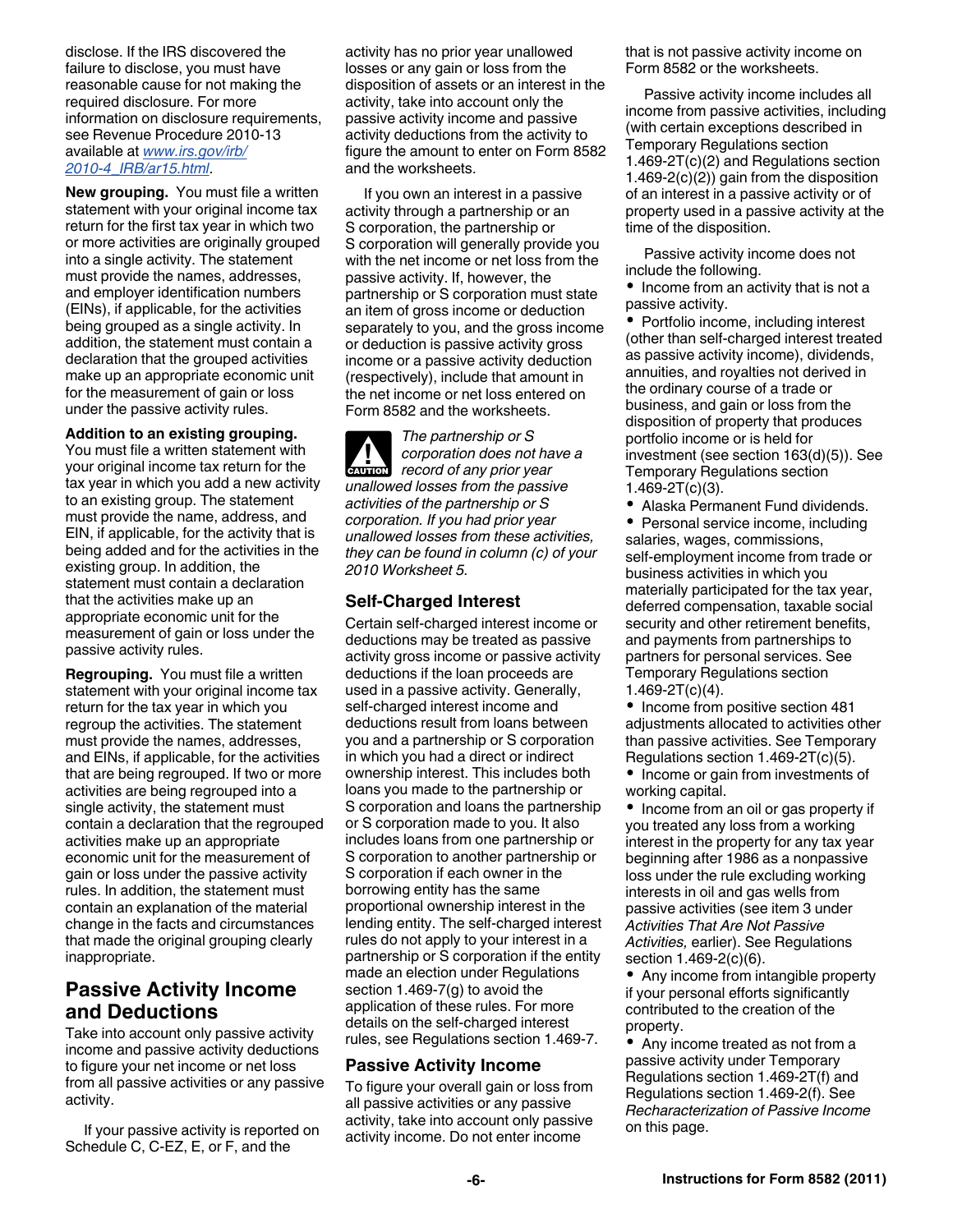disclose. If the IRS discovered the failure to disclose, you must have reasonable cause for not making the required disclosure. For more information on disclosure requirements, see Revenue Procedure 2010-13 available at *www.irs.gov/irb/2010-4_IRB/ar15.html*.

**New grouping.** You must file a written statement with your original income tax return for the first tax year in which two or more activities are originally grouped into a single activity. The statement must provide the names, addresses, and employer identification numbers (EINs), if applicable, for the activities being grouped as a single activity. In addition, the statement must contain a declaration that the grouped activities make up an appropriate economic unit for the measurement of gain or loss under the passive activity rules.

**Addition to an existing grouping.** You must file a written statement with your original income tax return for the tax year in which you add a new activity to an existing group. The statement must provide the name, address, and EIN, if applicable, for the activity that is being added and for the activities in the existing group. In addition, the statement must contain a declaration that the activities make up an appropriate economic unit for the measurement of gain or loss under the passive activity rules.

**Regrouping.** You must file a written statement with your original income tax return for the tax year in which you regroup the activities. The statement must provide the names, addresses, and EINs, if applicable, for the activities that are being regrouped. If two or more activities are being regrouped into a single activity, the statement must contain a declaration that the regrouped activities make up an appropriate economic unit for the measurement of gain or loss under the passive activity rules. In addition, the statement must contain an explanation of the material change in the facts and circumstances that made the original grouping clearly inappropriate.

## Passive Activity Income and Deductions

Take into account only passive activity income and passive activity deductions to figure your net income or net loss from all passive activities or any passive activity.

If your passive activity is reported on Schedule C, C-EZ, E, or F, and the activity has no prior year unallowed losses or any gain or loss from the disposition of assets or an interest in the activity, take into account only the passive activity income and passive activity deductions from the activity to figure the amount to enter on Form 8582 and the worksheets.

If you own an interest in a passive activity through a partnership or an S corporation, the partnership or S corporation will generally provide you with the net income or net loss from the passive activity. If, however, the partnership or S corporation must state an item of gross income or deduction separately to you, and the gross income or deduction is passive activity gross income or a passive activity deduction (respectively), include that amount in the net income or net loss entered on Form 8582 and the worksheets.

**CAUTION:** *The partnership or S corporation does not have a record of any prior year unallowed losses from the passive activities of the partnership or S corporation. If you had prior year unallowed losses from these activities, they can be found in column (c) of your 2010 Worksheet 5.*

### Self-Charged Interest

Certain self-charged interest income or deductions may be treated as passive activity gross income or passive activity deductions if the loan proceeds are used in a passive activity. Generally, self-charged interest income and deductions result from loans between you and a partnership or S corporation in which you had a direct or indirect ownership interest. This includes both loans you made to the partnership or S corporation and loans the partnership or S corporation made to you. It also includes loans from one partnership or S corporation to another partnership or S corporation if each owner in the borrowing entity has the same proportional ownership interest in the lending entity. The self-charged interest rules do not apply to your interest in a partnership or S corporation if the entity made an election under Regulations section 1.469-7(g) to avoid the application of these rules. For more details on the self-charged interest rules, see Regulations section 1.469-7.

### Passive Activity Income

To figure your overall gain or loss from all passive activities or any passive activity, take into account only passive activity income. Do not enter income that is not passive activity income on Form 8582 or the worksheets.

Passive activity income includes all income from passive activities, including (with certain exceptions described in Temporary Regulations section 1.469-2T(c)(2) and Regulations section 1.469-2(c)(2)) gain from the disposition of an interest in a passive activity or of property used in a passive activity at the time of the disposition.

Passive activity income does not include the following.

- Income from an activity that is not a passive activity.
- Portfolio income, including interest (other than self-charged interest treated as passive activity income), dividends, annuities, and royalties not derived in the ordinary course of a trade or business, and gain or loss from the disposition of property that produces portfolio income or is held for investment (see section 163(d)(5)). See Temporary Regulations section 1.469-2T(c)(3).
- Alaska Permanent Fund dividends.
- Personal service income, including salaries, wages, commissions, self-employment income from trade or business activities in which you materially participated for the tax year, deferred compensation, taxable social security and other retirement benefits, and payments from partnerships to partners for personal services. See Temporary Regulations section 1.469-2T(c)(4).
- Income from positive section 481 adjustments allocated to activities other than passive activities. See Temporary Regulations section 1.469-2T(c)(5).
- Income or gain from investments of working capital.
- Income from an oil or gas property if you treated any loss from a working interest in the property for any tax year beginning after 1986 as a nonpassive loss under the rule excluding working interests in oil and gas wells from passive activities (see item 3 under *Activities That Are Not Passive Activities,* earlier). See Regulations section 1.469-2(c)(6).
- Any income from intangible property if your personal efforts significantly contributed to the creation of the property.
- Any income treated as not from a passive activity under Temporary Regulations section 1.469-2T(f) and Regulations section 1.469-2(f). See *Recharacterization of Passive Income* on this page.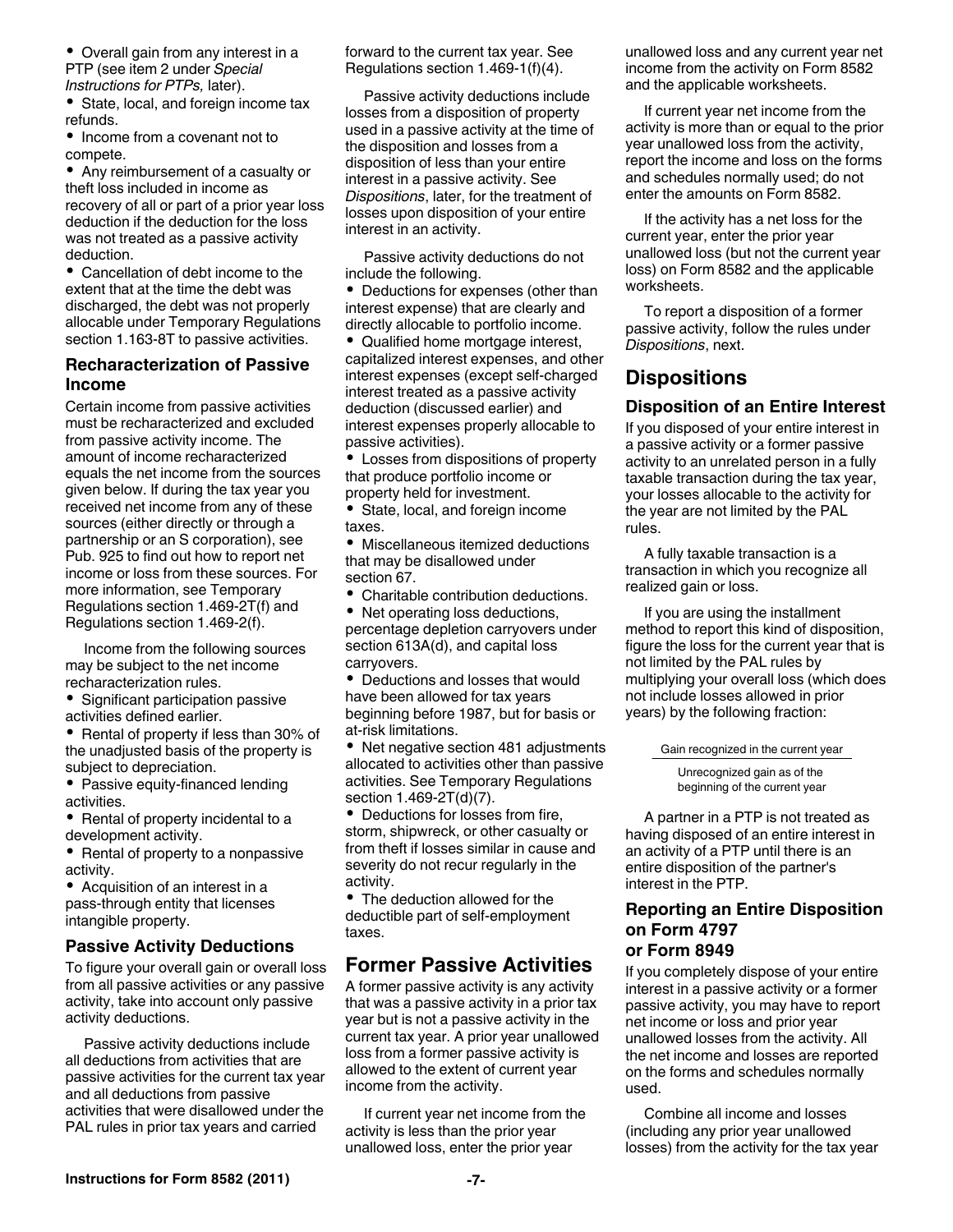- Overall gain from any interest in a PTP (see item 2 under *Special Instructions for PTPs,* later).
- State, local, and foreign income tax refunds.
- Income from a covenant not to compete.
- Any reimbursement of a casualty or theft loss included in income as recovery of all or part of a prior year loss deduction if the deduction for the loss was not treated as a passive activity deduction.
- Cancellation of debt income to the extent that at the time the debt was discharged, the debt was not properly allocable under Temporary Regulations section 1.163-8T to passive activities.

### Recharacterization of Passive Income

Certain income from passive activities must be recharacterized and excluded from passive activity income. The amount of income recharacterized equals the net income from the sources given below. If during the tax year you received net income from any of these sources (either directly or through a partnership or an S corporation), see Pub. 925 to find out how to report net income or loss from these sources. For more information, see Temporary Regulations section 1.469-2T(f) and Regulations section 1.469-2(f).

Income from the following sources may be subject to the net income recharacterization rules.

- Significant participation passive activities defined earlier.
- Rental of property if less than 30% of the unadjusted basis of the property is subject to depreciation.
- Passive equity-financed lending activities.
- Rental of property incidental to a development activity.
- Rental of property to a nonpassive activity.
- Acquisition of an interest in a pass-through entity that licenses intangible property.

### Passive Activity Deductions

To figure your overall gain or overall loss from all passive activities or any passive activity, take into account only passive activity deductions.

Passive activity deductions include all deductions from activities that are passive activities for the current tax year and all deductions from passive activities that were disallowed under the PAL rules in prior tax years and carried forward to the current tax year. See Regulations section 1.469-1(f)(4).

Passive activity deductions include losses from a disposition of property used in a passive activity at the time of the disposition and losses from a disposition of less than your entire interest in a passive activity. See *Dispositions*, later, for the treatment of losses upon disposition of your entire interest in an activity.

Passive activity deductions do not include the following.

- Deductions for expenses (other than interest expense) that are clearly and directly allocable to portfolio income.
- Qualified home mortgage interest, capitalized interest expenses, and other interest expenses (except self-charged interest treated as a passive activity deduction (discussed earlier) and interest expenses properly allocable to passive activities).
- Losses from dispositions of property that produce portfolio income or property held for investment.
- State, local, and foreign income taxes.
- Miscellaneous itemized deductions that may be disallowed under section 67.
- Charitable contribution deductions.
- Net operating loss deductions, percentage depletion carryovers under section 613A(d), and capital loss carryovers.
- Deductions and losses that would have been allowed for tax years beginning before 1987, but for basis or at-risk limitations.
- Net negative section 481 adjustments allocated to activities other than passive activities. See Temporary Regulations section 1.469-2T(d)(7).
- Deductions for losses from fire, storm, shipwreck, or other casualty or from theft if losses similar in cause and severity do not recur regularly in the activity.
- The deduction allowed for the deductible part of self-employment taxes.

## Former Passive Activities

A former passive activity is any activity that was a passive activity in a prior tax year but is not a passive activity in the current tax year. A prior year unallowed loss from a former passive activity is allowed to the extent of current year income from the activity.

If current year net income from the activity is less than the prior year unallowed loss, enter the prior year unallowed loss and any current year net income from the activity on Form 8582 and the applicable worksheets.

If current year net income from the activity is more than or equal to the prior year unallowed loss from the activity, report the income and loss on the forms and schedules normally used; do not enter the amounts on Form 8582.

If the activity has a net loss for the current year, enter the prior year unallowed loss (but not the current year loss) on Form 8582 and the applicable worksheets.

To report a disposition of a former passive activity, follow the rules under *Dispositions*, next.

## Dispositions

### Disposition of an Entire Interest

If you disposed of your entire interest in a passive activity or a former passive activity to an unrelated person in a fully taxable transaction during the tax year, your losses allocable to the activity for the year are not limited by the PAL rules.

A fully taxable transaction is a transaction in which you recognize all realized gain or loss.

If you are using the installment method to report this kind of disposition, figure the loss for the current year that is not limited by the PAL rules by multiplying your overall loss (which does not include losses allowed in prior years) by the following fraction:

$$\frac{\text{Gain recognized in the current year}}{\text{Unrecognized gain as of the beginning of the current year}}$$

A partner in a PTP is not treated as having disposed of an entire interest in an activity of a PTP until there is an entire disposition of the partner's interest in the PTP.

### Reporting an Entire Disposition on Form 4797 or Form 8949

If you completely dispose of your entire interest in a passive activity or a former passive activity, you may have to report net income or loss and prior year unallowed losses from the activity. All the net income and losses are reported on the forms and schedules normally used.

Combine all income and losses (including any prior year unallowed losses) from the activity for the tax year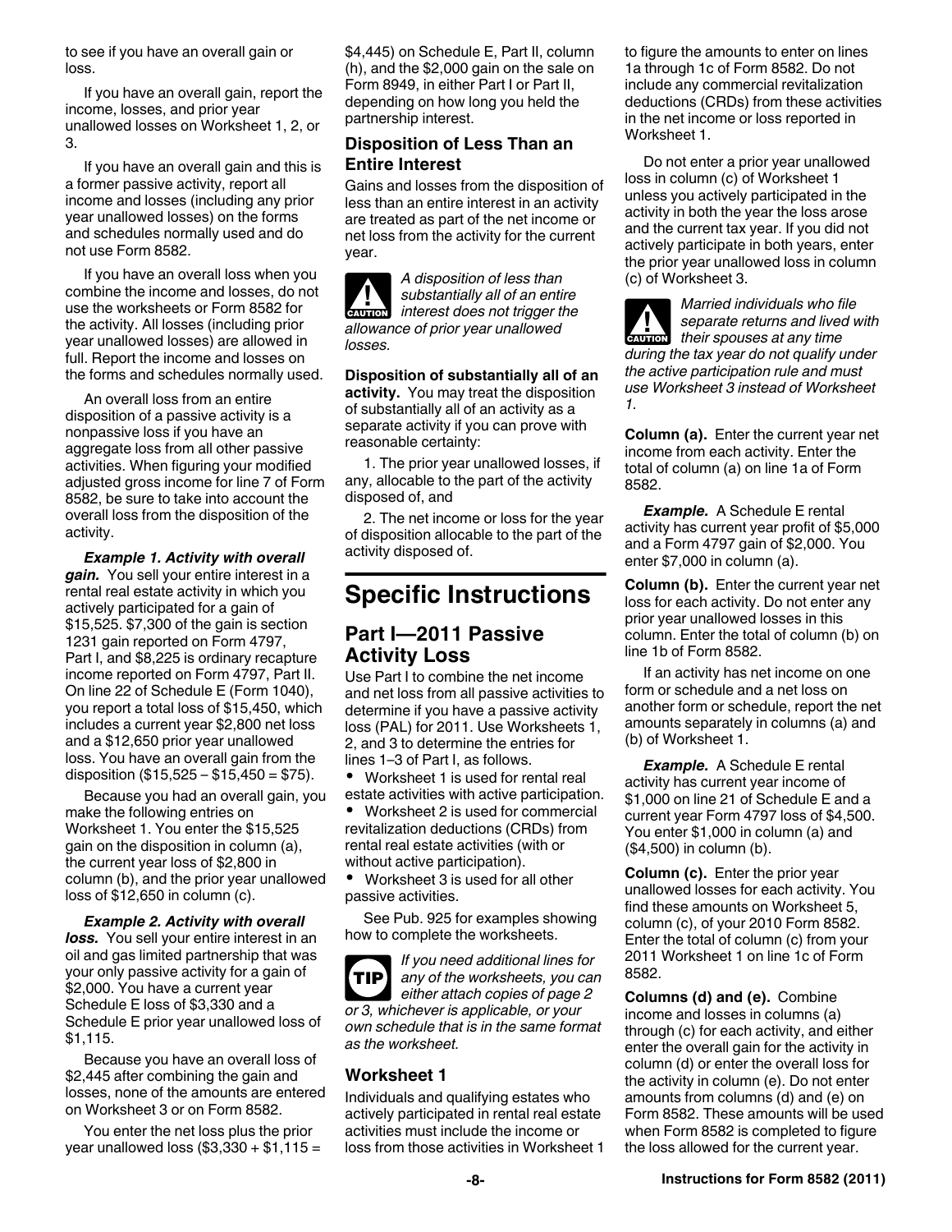to see if you have an overall gain or loss.

If you have an overall gain, report the income, losses, and prior year unallowed losses on Worksheet 1, 2, or 3.

If you have an overall gain and this is a former passive activity, report all income and losses (including any prior year unallowed losses) on the forms and schedules normally used and do not use Form 8582.

If you have an overall loss when you combine the income and losses, do not use the worksheets or Form 8582 for the activity. All losses (including prior year unallowed losses) are allowed in full. Report the income and losses on the forms and schedules normally used.

An overall loss from an entire disposition of a passive activity is a nonpassive loss if you have an aggregate loss from all other passive activities. When figuring your modified adjusted gross income for line 7 of Form 8582, be sure to take into account the overall loss from the disposition of the activity.

***Example 1. Activity with overall gain.*** You sell your entire interest in a rental real estate activity in which you actively participated for a gain of $15,525. $7,300 of the gain is section 1231 gain reported on Form 4797, Part I, and $8,225 is ordinary recapture income reported on Form 4797, Part II. On line 22 of Schedule E (Form 1040), you report a total loss of $15,450, which includes a current year $2,800 net loss and a $12,650 prior year unallowed loss. You have an overall gain from the disposition ($15,525 − $15,450 = $75).

Because you had an overall gain, you make the following entries on Worksheet 1. You enter the $15,525 gain on the disposition in column (a), the current year loss of $2,800 in column (b), and the prior year unallowed loss of $12,650 in column (c).

***Example 2. Activity with overall loss.*** You sell your entire interest in an oil and gas limited partnership that was your only passive activity for a gain of $2,000. You have a current year Schedule E loss of $3,330 and a Schedule E prior year unallowed loss of $1,115.

Because you have an overall loss of $2,445 after combining the gain and losses, none of the amounts are entered on Worksheet 3 or on Form 8582.

You enter the net loss plus the prior year unallowed loss ($3,330 + $1,115 = $4,445) on Schedule E, Part II, column (h), and the $2,000 gain on the sale on Form 8949, in either Part I or Part II, depending on how long you held the partnership interest.

### Disposition of Less Than an Entire Interest

Gains and losses from the disposition of less than an entire interest in an activity are treated as part of the net income or net loss from the activity for the current year.

**CAUTION** *A disposition of less than substantially all of an entire interest does not trigger the allowance of prior year unallowed losses.*

**Disposition of substantially all of an activity.** You may treat the disposition of substantially all of an activity as a separate activity if you can prove with reasonable certainty:

1. The prior year unallowed losses, if any, allocable to the part of the activity disposed of, and

2. The net income or loss for the year of disposition allocable to the part of the activity disposed of.

# Specific Instructions

## Part I—2011 Passive Activity Loss

Use Part I to combine the net income and net loss from all passive activities to determine if you have a passive activity loss (PAL) for 2011. Use Worksheets 1, 2, and 3 to determine the entries for lines 1–3 of Part I, as follows.

- Worksheet 1 is used for rental real estate activities with active participation.
- Worksheet 2 is used for commercial revitalization deductions (CRDs) from rental real estate activities (with or without active participation).
- Worksheet 3 is used for all other passive activities.

See Pub. 925 for examples showing how to complete the worksheets.

**TIP** *If you need additional lines for any of the worksheets, you can either attach copies of page 2 or 3, whichever is applicable, or your own schedule that is in the same format as the worksheet.*

### Worksheet 1

Individuals and qualifying estates who actively participated in rental real estate activities must include the income or loss from those activities in Worksheet 1 to figure the amounts to enter on lines 1a through 1c of Form 8582. Do not include any commercial revitalization deductions (CRDs) from these activities in the net income or loss reported in Worksheet 1.

Do not enter a prior year unallowed loss in column (c) of Worksheet 1 unless you actively participated in the activity in both the year the loss arose and the current tax year. If you did not actively participate in both years, enter the prior year unallowed loss in column (c) of Worksheet 3.

**CAUTION** *Married individuals who file separate returns and lived with their spouses at any time during the tax year do not qualify under the active participation rule and must use Worksheet 3 instead of Worksheet 1.*

**Column (a).** Enter the current year net income from each activity. Enter the total of column (a) on line 1a of Form 8582.

***Example.*** A Schedule E rental activity has current year profit of $5,000 and a Form 4797 gain of $2,000. You enter $7,000 in column (a).

**Column (b).** Enter the current year net loss for each activity. Do not enter any prior year unallowed losses in this column. Enter the total of column (b) on line 1b of Form 8582.

If an activity has net income on one form or schedule and a net loss on another form or schedule, report the net amounts separately in columns (a) and (b) of Worksheet 1.

***Example.*** A Schedule E rental activity has current year income of $1,000 on line 21 of Schedule E and a current year Form 4797 loss of $4,500. You enter $1,000 in column (a) and ($4,500) in column (b).

**Column (c).** Enter the prior year unallowed losses for each activity. You find these amounts on Worksheet 5, column (c), of your 2010 Form 8582. Enter the total of column (c) from your 2011 Worksheet 1 on line 1c of Form 8582.

**Columns (d) and (e).** Combine income and losses in columns (a) through (c) for each activity, and either enter the overall gain for the activity in column (d) or enter the overall loss for the activity in column (e). Do not enter amounts from columns (d) and (e) on Form 8582. These amounts will be used when Form 8582 is completed to figure the loss allowed for the current year.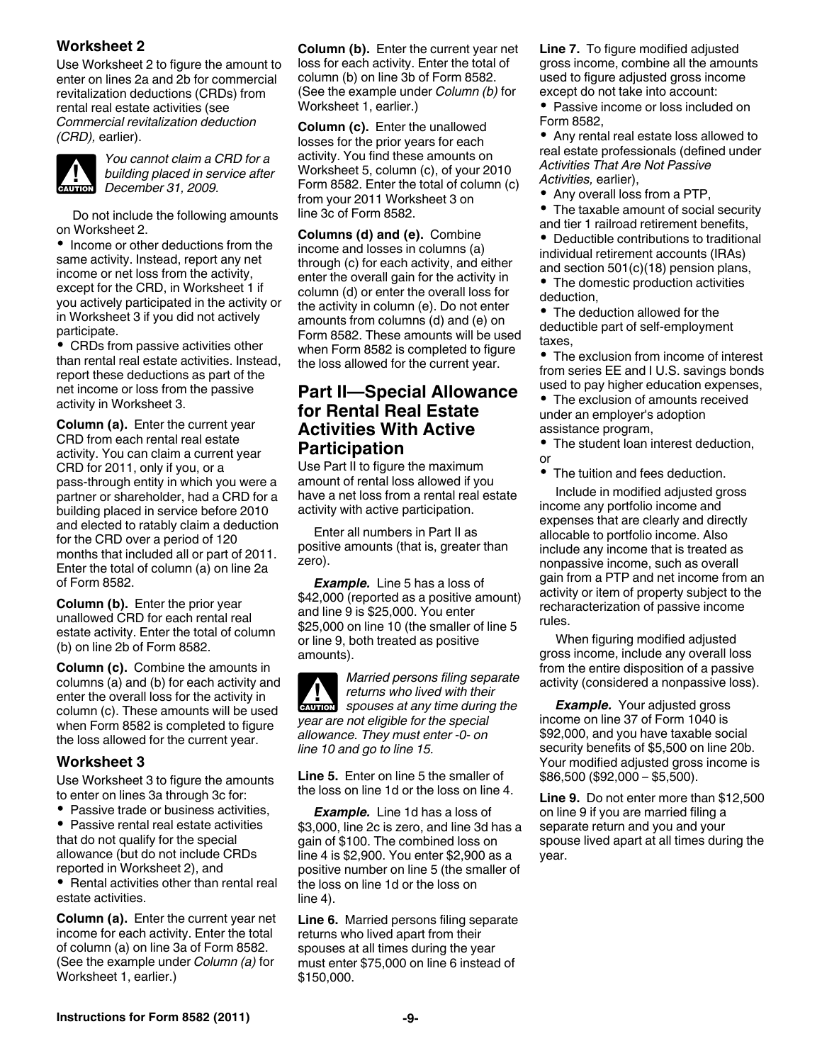### Worksheet 2

Use Worksheet 2 to figure the amount to enter on lines 2a and 2b for commercial revitalization deductions (CRDs) from rental real estate activities (see *Commercial revitalization deduction (CRD),* earlier).

**CAUTION:** *You cannot claim a CRD for a building placed in service after December 31, 2009.*

Do not include the following amounts on Worksheet 2.

- Income or other deductions from the same activity. Instead, report any net income or net loss from the activity, except for the CRD, in Worksheet 1 if you actively participated in the activity or in Worksheet 3 if you did not actively participate.
- CRDs from passive activities other than rental real estate activities. Instead, report these deductions as part of the net income or loss from the passive activity in Worksheet 3.

**Column (a).** Enter the current year CRD from each rental real estate activity. You can claim a current year CRD for 2011, only if you, or a pass-through entity in which you were a partner or shareholder, had a CRD for a building placed in service before 2010 and elected to ratably claim a deduction for the CRD over a period of 120 months that included all or part of 2011. Enter the total of column (a) on line 2a of Form 8582.

**Column (b).** Enter the prior year unallowed CRD for each rental real estate activity. Enter the total of column (b) on line 2b of Form 8582.

**Column (c).** Combine the amounts in columns (a) and (b) for each activity and enter the overall loss for the activity in column (c). These amounts will be used when Form 8582 is completed to figure the loss allowed for the current year.

### Worksheet 3

Use Worksheet 3 to figure the amounts to enter on lines 3a through 3c for:

- Passive trade or business activities,
- Passive rental real estate activities that do not qualify for the special allowance (but do not include CRDs reported in Worksheet 2), and
- Rental activities other than rental real estate activities.

**Column (a).** Enter the current year net income for each activity. Enter the total of column (a) on line 3a of Form 8582. (See the example under *Column (a)* for Worksheet 1, earlier.)

**Column (b).** Enter the current year net loss for each activity. Enter the total of column (b) on line 3b of Form 8582. (See the example under *Column (b)* for Worksheet 1, earlier.)

**Column (c).** Enter the unallowed losses for the prior years for each activity. You find these amounts on Worksheet 5, column (c), of your 2010 Form 8582. Enter the total of column (c) from your 2011 Worksheet 3 on line 3c of Form 8582.

**Columns (d) and (e).** Combine income and losses in columns (a) through (c) for each activity, and either enter the overall gain for the activity in column (d) or enter the overall loss for the activity in column (e). Do not enter amounts from columns (d) and (e) on Form 8582. These amounts will be used when Form 8582 is completed to figure the loss allowed for the current year.

## Part II—Special Allowance for Rental Real Estate Activities With Active Participation

Use Part II to figure the maximum amount of rental loss allowed if you have a net loss from a rental real estate activity with active participation.

Enter all numbers in Part II as positive amounts (that is, greater than zero).

***Example.*** Line 5 has a loss of $42,000 (reported as a positive amount) and line 9 is $25,000. You enter $25,000 on line 10 (the smaller of line 5 or line 9, both treated as positive amounts).

**CAUTION:** *Married persons filing separate returns who lived with their spouses at any time during the year are not eligible for the special allowance. They must enter -0- on line 10 and go to line 15.*

**Line 5.** Enter on line 5 the smaller of the loss on line 1d or the loss on line 4.

***Example.*** Line 1d has a loss of $3,000, line 2c is zero, and line 3d has a gain of $100. The combined loss on line 4 is $2,900. You enter $2,900 as a positive number on line 5 (the smaller of the loss on line 1d or the loss on line 4).

**Line 6.** Married persons filing separate returns who lived apart from their spouses at all times during the year must enter $75,000 on line 6 instead of $150,000.

**Line 7.** To figure modified adjusted gross income, combine all the amounts used to figure adjusted gross income except do not take into account:

- Passive income or loss included on Form 8582,
- Any rental real estate loss allowed to real estate professionals (defined under *Activities That Are Not Passive Activities,* earlier),
- Any overall loss from a PTP,
- The taxable amount of social security and tier 1 railroad retirement benefits,
- Deductible contributions to traditional individual retirement accounts (IRAs) and section 501(c)(18) pension plans,
- The domestic production activities deduction,
- The deduction allowed for the deductible part of self-employment taxes,
- The exclusion from income of interest from series EE and I U.S. savings bonds used to pay higher education expenses,
- The exclusion of amounts received under an employer's adoption assistance program,
- The student loan interest deduction, or
- The tuition and fees deduction.

Include in modified adjusted gross income any portfolio income and expenses that are clearly and directly allocable to portfolio income. Also include any income that is treated as nonpassive income, such as overall gain from a PTP and net income from an activity or item of property subject to the recharacterization of passive income rules.

When figuring modified adjusted gross income, include any overall loss from the entire disposition of a passive activity (considered a nonpassive loss).

***Example.*** Your adjusted gross income on line 37 of Form 1040 is $92,000, and you have taxable social security benefits of $5,500 on line 20b. Your modified adjusted gross income is $86,500 ($92,000 – $5,500).

**Line 9.** Do not enter more than $12,500 on line 9 if you are married filing a separate return and you and your spouse lived apart at all times during the year.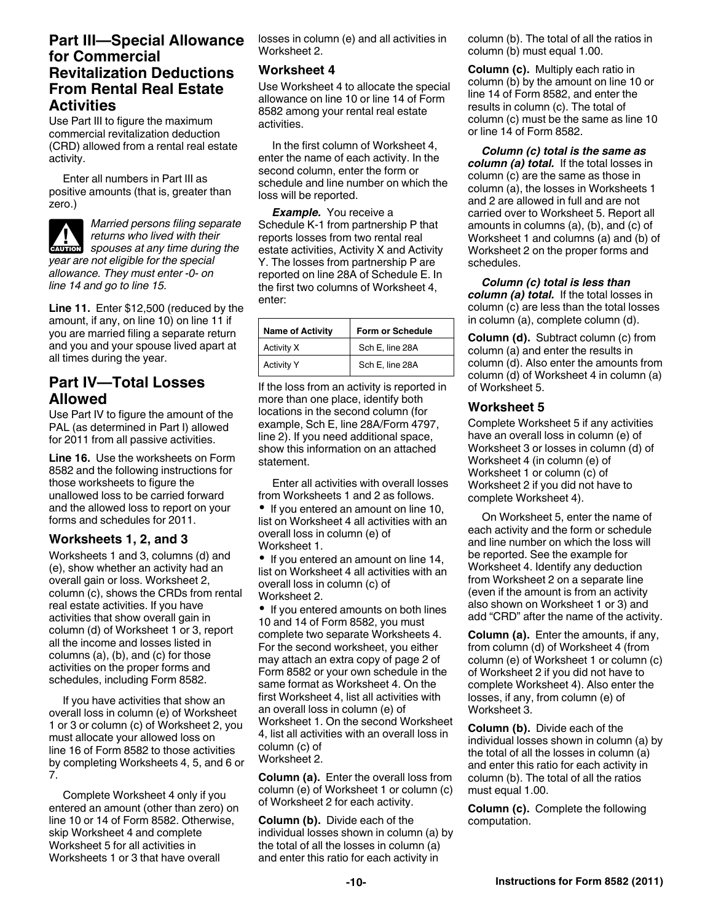## Part III—Special Allowance for Commercial Revitalization Deductions From Rental Real Estate Activities

Use Part III to figure the maximum commercial revitalization deduction (CRD) allowed from a rental real estate activity.

Enter all numbers in Part III as positive amounts (that is, greater than zero.)

**CAUTION** *Married persons filing separate returns who lived with their spouses at any time during the year are not eligible for the special allowance. They must enter -0- on line 14 and go to line 15.*

**Line 11.** Enter $12,500 (reduced by the amount, if any, on line 10) on line 11 if you are married filing a separate return and you and your spouse lived apart at all times during the year.

## Part IV—Total Losses Allowed

Use Part IV to figure the amount of the PAL (as determined in Part I) allowed for 2011 from all passive activities.

**Line 16.** Use the worksheets on Form 8582 and the following instructions for those worksheets to figure the unallowed loss to be carried forward and the allowed loss to report on your forms and schedules for 2011.

### Worksheets 1, 2, and 3

Worksheets 1 and 3, columns (d) and (e), show whether an activity had an overall gain or loss. Worksheet 2, column (c), shows the CRDs from rental real estate activities. If you have activities that show overall gain in column (d) of Worksheet 1 or 3, report all the income and losses listed in columns (a), (b), and (c) for those activities on the proper forms and schedules, including Form 8582.

If you have activities that show an overall loss in column (e) of Worksheet 1 or 3 or column (c) of Worksheet 2, you must allocate your allowed loss on line 16 of Form 8582 to those activities by completing Worksheets 4, 5, and 6 or 7.

Complete Worksheet 4 only if you entered an amount (other than zero) on line 10 or 14 of Form 8582. Otherwise, skip Worksheet 4 and complete Worksheet 5 for all activities in Worksheets 1 or 3 that have overall losses in column (e) and all activities in Worksheet 2.

### Worksheet 4

Use Worksheet 4 to allocate the special allowance on line 10 or line 14 of Form 8582 among your rental real estate activities.

In the first column of Worksheet 4, enter the name of each activity. In the second column, enter the form or schedule and line number on which the loss will be reported.

***Example.*** You receive a Schedule K-1 from partnership P that reports losses from two rental real estate activities, Activity X and Activity Y. The losses from partnership P are reported on line 28A of Schedule E. In the first two columns of Worksheet 4, enter:

| Name of Activity | Form or Schedule |
|---|---|
| Activity X | Sch E, line 28A |
| Activity Y | Sch E, line 28A |

If the loss from an activity is reported in more than one place, identify both locations in the second column (for example, Sch E, line 28A/Form 4797, line 2). If you need additional space, show this information on an attached statement.

Enter all activities with overall losses from Worksheets 1 and 2 as follows.

- If you entered an amount on line 10, list on Worksheet 4 all activities with an overall loss in column (e) of Worksheet 1.
- If you entered an amount on line 14, list on Worksheet 4 all activities with an overall loss in column (c) of Worksheet 2.
- If you entered amounts on both lines 10 and 14 of Form 8582, you must complete two separate Worksheets 4. For the second worksheet, you either may attach an extra copy of page 2 of Form 8582 or your own schedule in the same format as Worksheet 4. On the first Worksheet 4, list all activities with an overall loss in column (e) of Worksheet 1. On the second Worksheet 4, list all activities with an overall loss in column (c) of Worksheet 2.

**Column (a).** Enter the overall loss from column (e) of Worksheet 1 or column (c) of Worksheet 2 for each activity.

**Column (b).** Divide each of the individual losses shown in column (a) by the total of all the losses in column (a) and enter this ratio for each activity in column (b). The total of all the ratios in column (b) must equal 1.00.

**Column (c).** Multiply each ratio in column (b) by the amount on line 10 or line 14 of Form 8582, and enter the results in column (c). The total of column (c) must be the same as line 10 or line 14 of Form 8582.

***Column (c) total is the same as column (a) total.*** If the total losses in column (c) are the same as those in column (a), the losses in Worksheets 1 and 2 are allowed in full and are not carried over to Worksheet 5. Report all amounts in columns (a), (b), and (c) of Worksheet 1 and columns (a) and (b) of Worksheet 2 on the proper forms and schedules.

***Column (c) total is less than column (a) total.*** If the total losses in column (c) are less than the total losses in column (a), complete column (d).

**Column (d).** Subtract column (c) from column (a) and enter the results in column (d). Also enter the amounts from column (d) of Worksheet 4 in column (a) of Worksheet 5.

### Worksheet 5

Complete Worksheet 5 if any activities have an overall loss in column (e) of Worksheet 3 or losses in column (d) of Worksheet 4 (in column (e) of Worksheet 1 or column (c) of Worksheet 2 if you did not have to complete Worksheet 4).

On Worksheet 5, enter the name of each activity and the form or schedule and line number on which the loss will be reported. See the example for Worksheet 4. Identify any deduction from Worksheet 2 on a separate line (even if the amount is from an activity also shown on Worksheet 1 or 3) and add "CRD" after the name of the activity.

**Column (a).** Enter the amounts, if any, from column (d) of Worksheet 4 (from column (e) of Worksheet 1 or column (c) of Worksheet 2 if you did not have to complete Worksheet 4). Also enter the losses, if any, from column (e) of Worksheet 3.

**Column (b).** Divide each of the individual losses shown in column (a) by the total of all the losses in column (a) and enter this ratio for each activity in column (b). The total of all the ratios must equal 1.00.

**Column (c).** Complete the following computation.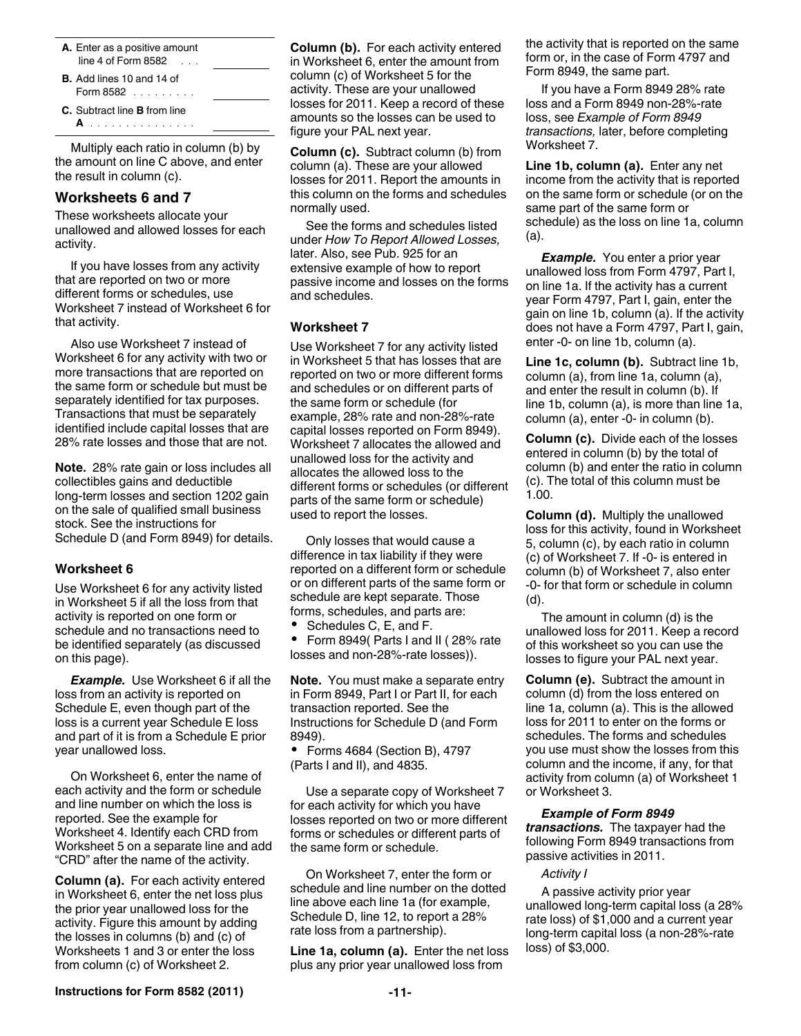| | |
|---|---|
| **A.** Enter as a positive amount line 4 of Form 8582 . . . | |
| **B.** Add lines 10 and 14 of Form 8582 . . . . . . . . . | |
| **C.** Subtract line **B** from line **A** . . . . . . . . . . . . . . . | |

Multiply each ratio in column (b) by the amount on line C above, and enter the result in column (c).

## Worksheets 6 and 7

These worksheets allocate your unallowed and allowed losses for each activity.

If you have losses from any activity that are reported on two or more different forms or schedules, use Worksheet 7 instead of Worksheet 6 for that activity.

Also use Worksheet 7 instead of Worksheet 6 for any activity with two or more transactions that are reported on the same form or schedule but must be separately identified for tax purposes. Transactions that must be separately identified include capital losses that are 28% rate losses and those that are not.

**Note.** 28% rate gain or loss includes all collectibles gains and deductible long-term losses and section 1202 gain on the sale of qualified small business stock. See the instructions for Schedule D (and Form 8949) for details.

### Worksheet 6

Use Worksheet 6 for any activity listed in Worksheet 5 if all the loss from that activity is reported on one form or schedule and no transactions need to be identified separately (as discussed on this page).

***Example.*** Use Worksheet 6 if all the loss from an activity is reported on Schedule E, even though part of the loss is a current year Schedule E loss and part of it is from a Schedule E prior year unallowed loss.

On Worksheet 6, enter the name of each activity and the form or schedule and line number on which the loss is reported. See the example for Worksheet 4. Identify each CRD from Worksheet 5 on a separate line and add "CRD" after the name of the activity.

**Column (a).** For each activity entered in Worksheet 6, enter the net loss plus the prior year unallowed loss for the activity. Figure this amount by adding the losses in columns (b) and (c) of Worksheets 1 and 3 or enter the loss from column (c) of Worksheet 2.

**Column (b).** For each activity entered in Worksheet 6, enter the amount from column (c) of Worksheet 5 for the activity. These are your unallowed losses for 2011. Keep a record of these amounts so the losses can be used to figure your PAL next year.

**Column (c).** Subtract column (b) from column (a). These are your allowed losses for 2011. Report the amounts in this column on the forms and schedules normally used.

See the forms and schedules listed under *How To Report Allowed Losses,* later. Also, see Pub. 925 for an extensive example of how to report passive income and losses on the forms and schedules.

### Worksheet 7

Use Worksheet 7 for any activity listed in Worksheet 5 that has losses that are reported on two or more different forms and schedules or on different parts of the same form or schedule (for example, 28% rate and non-28%-rate capital losses reported on Form 8949). Worksheet 7 allocates the allowed and unallowed loss for the activity and allocates the allowed loss to the different forms or schedules (or different parts of the same form or schedule) used to report the losses.

Only losses that would cause a difference in tax liability if they were reported on a different form or schedule or on different parts of the same form or schedule are kept separate. Those forms, schedules, and parts are:

- Schedules C, E, and F.
- Form 8949( Parts I and II ( 28% rate losses and non-28%-rate losses)).

**Note.** You must make a separate entry in Form 8949, Part I or Part II, for each transaction reported. See the Instructions for Schedule D (and Form 8949).

- Forms 4684 (Section B), 4797 (Parts I and II), and 4835.

Use a separate copy of Worksheet 7 for each activity for which you have losses reported on two or more different forms or schedules or different parts of the same form or schedule.

On Worksheet 7, enter the form or schedule and line number on the dotted line above each line 1a (for example, Schedule D, line 12, to report a 28% rate loss from a partnership).

**Line 1a, column (a).** Enter the net loss plus any prior year unallowed loss from the activity that is reported on the same form or, in the case of Form 4797 and Form 8949, the same part.

If you have a Form 8949 28% rate loss and a Form 8949 non-28%-rate loss, see *Example of Form 8949 transactions,* later, before completing Worksheet 7.

**Line 1b, column (a).** Enter any net income from the activity that is reported on the same form or schedule (or on the same part of the same form or schedule) as the loss on line 1a, column (a).

***Example.*** You enter a prior year unallowed loss from Form 4797, Part I, on line 1a. If the activity has a current year Form 4797, Part I, gain, enter the gain on line 1b, column (a). If the activity does not have a Form 4797, Part I, gain, enter -0- on line 1b, column (a).

**Line 1c, column (b).** Subtract line 1b, column (a), from line 1a, column (a), and enter the result in column (b). If line 1b, column (a), is more than line 1a, column (a), enter -0- in column (b).

**Column (c).** Divide each of the losses entered in column (b) by the total of column (b) and enter the ratio in column (c). The total of this column must be 1.00.

**Column (d).** Multiply the unallowed loss for this activity, found in Worksheet 5, column (c), by each ratio in column (c) of Worksheet 7. If -0- is entered in column (b) of Worksheet 7, also enter -0- for that form or schedule in column (d).

The amount in column (d) is the unallowed loss for 2011. Keep a record of this worksheet so you can use the losses to figure your PAL next year.

**Column (e).** Subtract the amount in column (d) from the loss entered on line 1a, column (a). This is the allowed loss for 2011 to enter on the forms or schedules. The forms and schedules you use must show the losses from this column and the income, if any, for that activity from column (a) of Worksheet 1 or Worksheet 3.

***Example of Form 8949 transactions.*** The taxpayer had the following Form 8949 transactions from passive activities in 2011.

*Activity I*

A passive activity prior year unallowed long-term capital loss (a 28% rate loss) of $1,000 and a current year long-term capital loss (a non-28%-rate loss) of $3,000.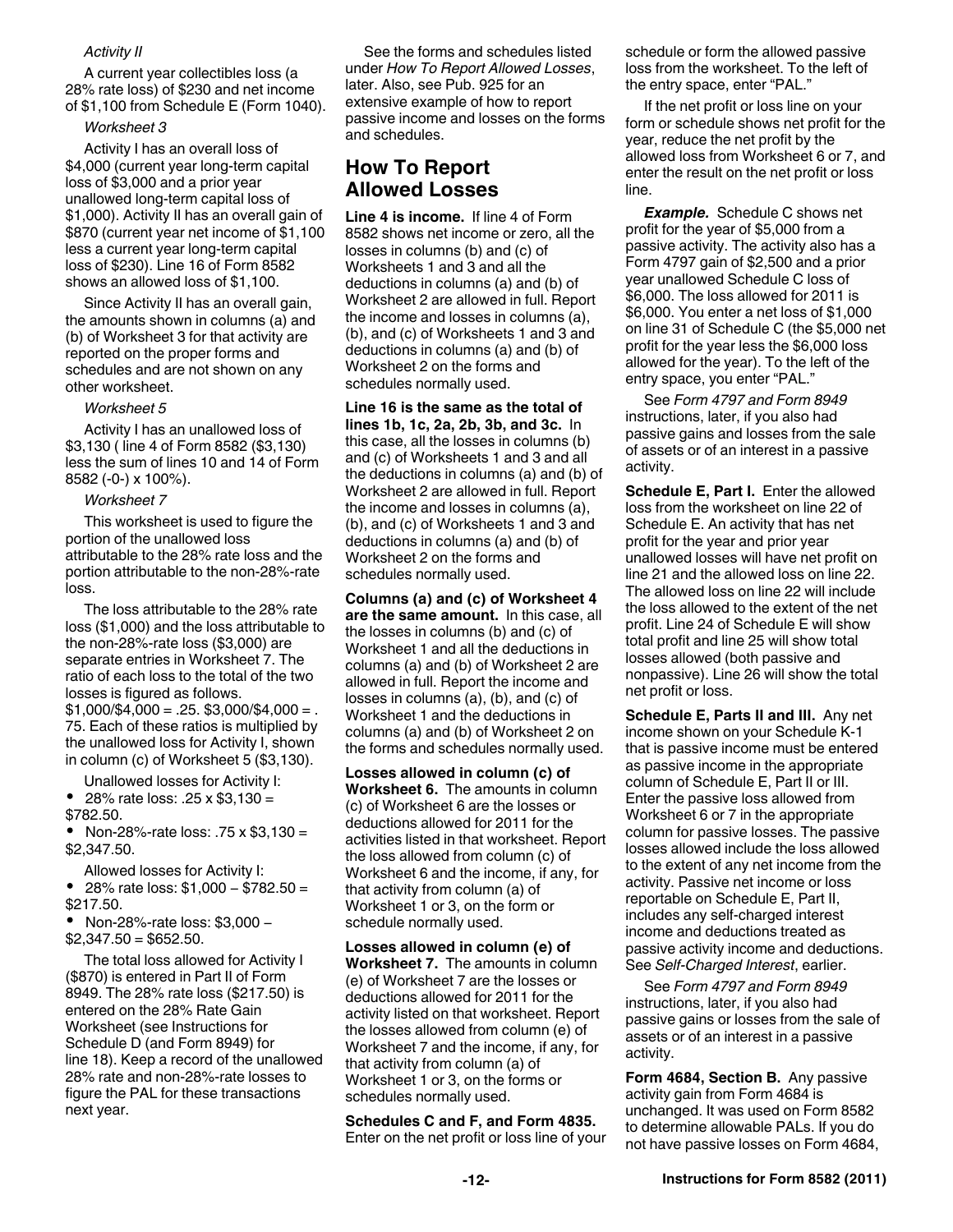*Activity II*

A current year collectibles loss (a 28% rate loss) of $230 and net income of $1,100 from Schedule E (Form 1040).

*Worksheet 3*

Activity I has an overall loss of $4,000 (current year long-term capital loss of $3,000 and a prior year unallowed long-term capital loss of $1,000). Activity II has an overall gain of $870 (current year net income of $1,100 less a current year long-term capital loss of $230). Line 16 of Form 8582 shows an allowed loss of $1,100.

Since Activity II has an overall gain, the amounts shown in columns (a) and (b) of Worksheet 3 for that activity are reported on the proper forms and schedules and are not shown on any other worksheet.

*Worksheet 5*

Activity I has an unallowed loss of $3,130 ( line 4 of Form 8582 ($3,130) less the sum of lines 10 and 14 of Form 8582 (-0-) x 100%).

*Worksheet 7*

This worksheet is used to figure the portion of the unallowed loss attributable to the 28% rate loss and the portion attributable to the non-28%-rate loss.

The loss attributable to the 28% rate loss ($1,000) and the loss attributable to the non-28%-rate loss ($3,000) are separate entries in Worksheet 7. The ratio of each loss to the total of the two losses is figured as follows. $1,000/$4,000 = .25. $3,000/$4,000 = .75. Each of these ratios is multiplied by the unallowed loss for Activity I, shown in column (c) of Worksheet 5 ($3,130).

Unallowed losses for Activity I:

- 28% rate loss: .25 x $3,130 = $782.50.
- Non-28%-rate loss: .75 x $3,130 = $2,347.50.

Allowed losses for Activity I:

- 28% rate loss: $1,000 – $782.50 = $217.50.
- Non-28%-rate loss: $3,000 – $2,347.50 = $652.50.

The total loss allowed for Activity I ($870) is entered in Part II of Form 8949. The 28% rate loss ($217.50) is entered on the 28% Rate Gain Worksheet (see Instructions for Schedule D (and Form 8949) for line 18). Keep a record of the unallowed 28% rate and non-28%-rate losses to figure the PAL for these transactions next year.

See the forms and schedules listed under *How To Report Allowed Losses*, later. Also, see Pub. 925 for an extensive example of how to report passive income and losses on the forms and schedules.

## How To Report Allowed Losses

**Line 4 is income.** If line 4 of Form 8582 shows net income or zero, all the losses in columns (b) and (c) of Worksheets 1 and 3 and all the deductions in columns (a) and (b) of Worksheet 2 are allowed in full. Report the income and losses in columns (a), (b), and (c) of Worksheets 1 and 3 and deductions in columns (a) and (b) of Worksheet 2 on the forms and schedules normally used.

**Line 16 is the same as the total of lines 1b, 1c, 2a, 2b, 3b, and 3c.** In this case, all the losses in columns (b) and (c) of Worksheets 1 and 3 and all the deductions in columns (a) and (b) of Worksheet 2 are allowed in full. Report the income and losses in columns (a), (b), and (c) of Worksheets 1 and 3 and deductions in columns (a) and (b) of Worksheet 2 on the forms and schedules normally used.

**Columns (a) and (c) of Worksheet 4 are the same amount.** In this case, all the losses in columns (b) and (c) of Worksheet 1 and all the deductions in columns (a) and (b) of Worksheet 2 are allowed in full. Report the income and losses in columns (a), (b), and (c) of Worksheet 1 and the deductions in columns (a) and (b) of Worksheet 2 on the forms and schedules normally used.

**Losses allowed in column (c) of Worksheet 6.** The amounts in column (c) of Worksheet 6 are the losses or deductions allowed for 2011 for the activities listed in that worksheet. Report the loss allowed from column (c) of Worksheet 6 and the income, if any, for that activity from column (a) of Worksheet 1 or 3, on the form or schedule normally used.

**Losses allowed in column (e) of Worksheet 7.** The amounts in column (e) of Worksheet 7 are the losses or deductions allowed for 2011 for the activity listed on that worksheet. Report the losses allowed from column (e) of Worksheet 7 and the income, if any, for that activity from column (a) of Worksheet 1 or 3, on the forms or schedules normally used.

**Schedules C and F, and Form 4835.** Enter on the net profit or loss line of your schedule or form the allowed passive loss from the worksheet. To the left of the entry space, enter "PAL."

If the net profit or loss line on your form or schedule shows net profit for the year, reduce the net profit by the allowed loss from Worksheet 6 or 7, and enter the result on the net profit or loss line.

***Example.*** Schedule C shows net profit for the year of $5,000 from a passive activity. The activity also has a Form 4797 gain of $2,500 and a prior year unallowed Schedule C loss of $6,000. The loss allowed for 2011 is $6,000. You enter a net loss of $1,000 on line 31 of Schedule C (the $5,000 net profit for the year less the $6,000 loss allowed for the year). To the left of the entry space, you enter "PAL."

See *Form 4797 and Form 8949* instructions, later, if you also had passive gains and losses from the sale of assets or of an interest in a passive activity.

**Schedule E, Part I.** Enter the allowed loss from the worksheet on line 22 of Schedule E. An activity that has net profit for the year and prior year unallowed losses will have net profit on line 21 and the allowed loss on line 22. The allowed loss on line 22 will include the loss allowed to the extent of the net profit. Line 24 of Schedule E will show total profit and line 25 will show total losses allowed (both passive and nonpassive). Line 26 will show the total net profit or loss.

**Schedule E, Parts II and III.** Any net income shown on your Schedule K-1 that is passive income must be entered as passive income in the appropriate column of Schedule E, Part II or III. Enter the passive loss allowed from Worksheet 6 or 7 in the appropriate column for passive losses. The passive losses allowed include the loss allowed to the extent of any net income from the activity. Passive net income or loss reportable on Schedule E, Part II, includes any self-charged interest income and deductions treated as passive activity income and deductions. See *Self-Charged Interest*, earlier.

See *Form 4797 and Form 8949* instructions, later, if you also had passive gains or losses from the sale of assets or of an interest in a passive activity.

**Form 4684, Section B.** Any passive activity gain from Form 4684 is unchanged. It was used on Form 8582 to determine allowable PALs. If you do not have passive losses on Form 4684,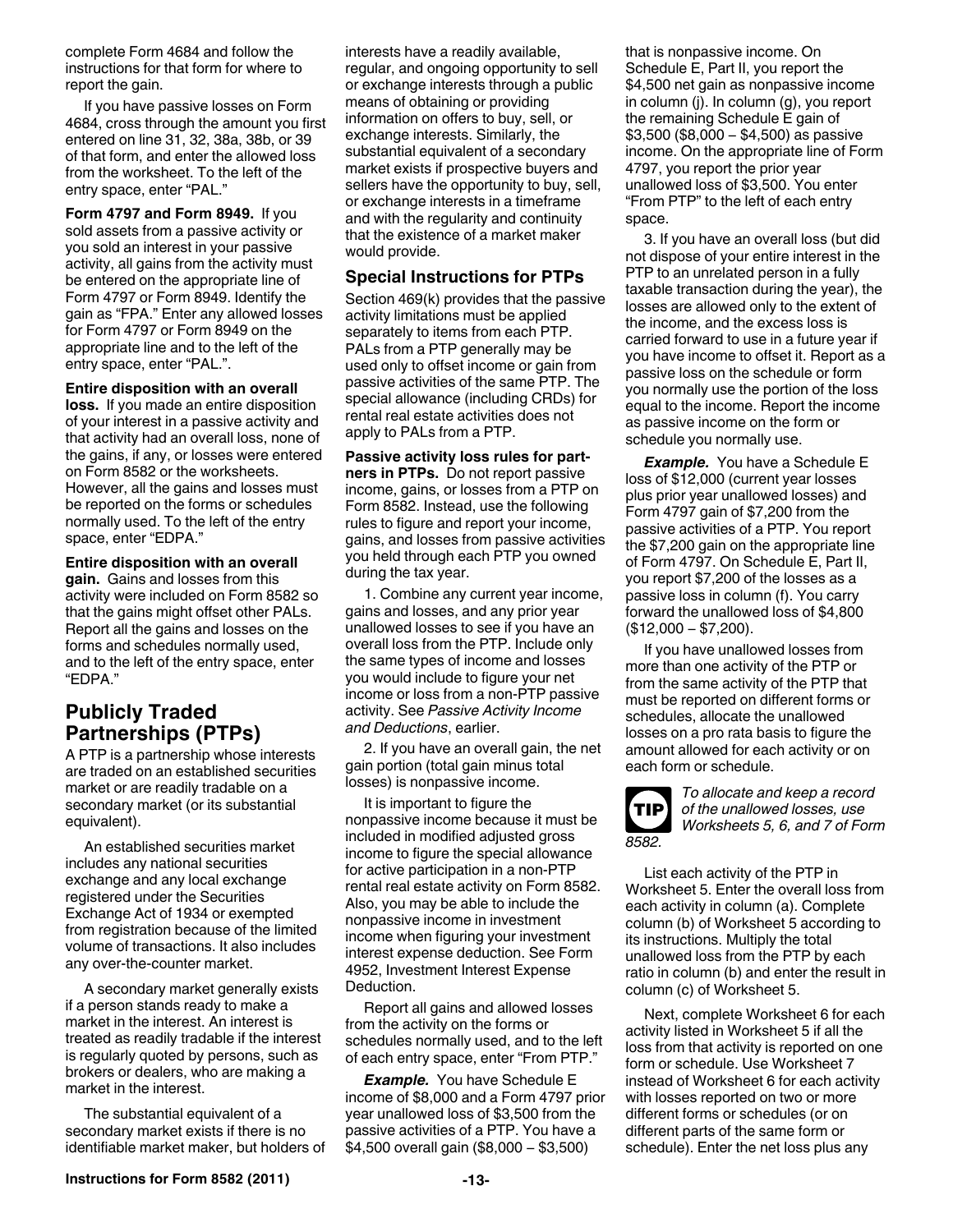complete Form 4684 and follow the instructions for that form for where to report the gain.

If you have passive losses on Form 4684, cross through the amount you first entered on line 31, 32, 38a, 38b, or 39 of that form, and enter the allowed loss from the worksheet. To the left of the entry space, enter "PAL."

**Form 4797 and Form 8949.** If you sold assets from a passive activity or you sold an interest in your passive activity, all gains from the activity must be entered on the appropriate line of Form 4797 or Form 8949. Identify the gain as "FPA." Enter any allowed losses for Form 4797 or Form 8949 on the appropriate line and to the left of the entry space, enter "PAL.".

**Entire disposition with an overall loss.** If you made an entire disposition of your interest in a passive activity and that activity had an overall loss, none of the gains, if any, or losses were entered on Form 8582 or the worksheets. However, all the gains and losses must be reported on the forms or schedules normally used. To the left of the entry space, enter "EDPA."

**Entire disposition with an overall gain.** Gains and losses from this activity were included on Form 8582 so that the gains might offset other PALs. Report all the gains and losses on the forms and schedules normally used, and to the left of the entry space, enter "EDPA."

## Publicly Traded Partnerships (PTPs)

A PTP is a partnership whose interests are traded on an established securities market or are readily tradable on a secondary market (or its substantial equivalent).

An established securities market includes any national securities exchange and any local exchange registered under the Securities Exchange Act of 1934 or exempted from registration because of the limited volume of transactions. It also includes any over-the-counter market.

A secondary market generally exists if a person stands ready to make a market in the interest. An interest is treated as readily tradable if the interest is regularly quoted by persons, such as brokers or dealers, who are making a market in the interest.

The substantial equivalent of a secondary market exists if there is no identifiable market maker, but holders of interests have a readily available, regular, and ongoing opportunity to sell or exchange interests through a public means of obtaining or providing information on offers to buy, sell, or exchange interests. Similarly, the substantial equivalent of a secondary market exists if prospective buyers and sellers have the opportunity to buy, sell, or exchange interests in a timeframe and with the regularity and continuity that the existence of a market maker would provide.

### Special Instructions for PTPs

Section 469(k) provides that the passive activity limitations must be applied separately to items from each PTP. PALs from a PTP generally may be used only to offset income or gain from passive activities of the same PTP. The special allowance (including CRDs) for rental real estate activities does not apply to PALs from a PTP.

**Passive activity loss rules for partners in PTPs.** Do not report passive income, gains, or losses from a PTP on Form 8582. Instead, use the following rules to figure and report your income, gains, and losses from passive activities you held through each PTP you owned during the tax year.

1. Combine any current year income, gains and losses, and any prior year unallowed losses to see if you have an overall loss from the PTP. Include only the same types of income and losses you would include to figure your net income or loss from a non-PTP passive activity. See *Passive Activity Income and Deductions*, earlier.

2. If you have an overall gain, the net gain portion (total gain minus total losses) is nonpassive income.

It is important to figure the nonpassive income because it must be included in modified adjusted gross income to figure the special allowance for active participation in a non-PTP rental real estate activity on Form 8582. Also, you may be able to include the nonpassive income in investment income when figuring your investment interest expense deduction. See Form 4952, Investment Interest Expense Deduction.

Report all gains and allowed losses from the activity on the forms or schedules normally used, and to the left of each entry space, enter "From PTP."

***Example.*** You have Schedule E income of $8,000 and a Form 4797 prior year unallowed loss of $3,500 from the passive activities of a PTP. You have a $4,500 overall gain ($8,000 – $3,500) that is nonpassive income. On Schedule E, Part II, you report the $4,500 net gain as nonpassive income in column (j). In column (g), you report the remaining Schedule E gain of $3,500 ($8,000 – $4,500) as passive income. On the appropriate line of Form 4797, you report the prior year unallowed loss of $3,500. You enter "From PTP" to the left of each entry space.

3. If you have an overall loss (but did not dispose of your entire interest in the PTP to an unrelated person in a fully taxable transaction during the year), the losses are allowed only to the extent of the income, and the excess loss is carried forward to use in a future year if you have income to offset it. Report as a passive loss on the schedule or form you normally use the portion of the loss equal to the income. Report the income as passive income on the form or schedule you normally use.

***Example.*** You have a Schedule E loss of $12,000 (current year losses plus prior year unallowed losses) and Form 4797 gain of $7,200 from the passive activities of a PTP. You report the $7,200 gain on the appropriate line of Form 4797. On Schedule E, Part II, you report $7,200 of the losses as a passive loss in column (f). You carry forward the unallowed loss of $4,800 ($12,000 – $7,200).

If you have unallowed losses from more than one activity of the PTP or from the same activity of the PTP that must be reported on different forms or schedules, allocate the unallowed losses on a pro rata basis to figure the amount allowed for each activity or on each form or schedule.

**TIP** *To allocate and keep a record of the unallowed losses, use Worksheets 5, 6, and 7 of Form 8582.*

List each activity of the PTP in Worksheet 5. Enter the overall loss from each activity in column (a). Complete column (b) of Worksheet 5 according to its instructions. Multiply the total unallowed loss from the PTP by each ratio in column (b) and enter the result in column (c) of Worksheet 5.

Next, complete Worksheet 6 for each activity listed in Worksheet 5 if all the loss from that activity is reported on one form or schedule. Use Worksheet 7 instead of Worksheet 6 for each activity with losses reported on two or more different forms or schedules (or on different parts of the same form or schedule). Enter the net loss plus any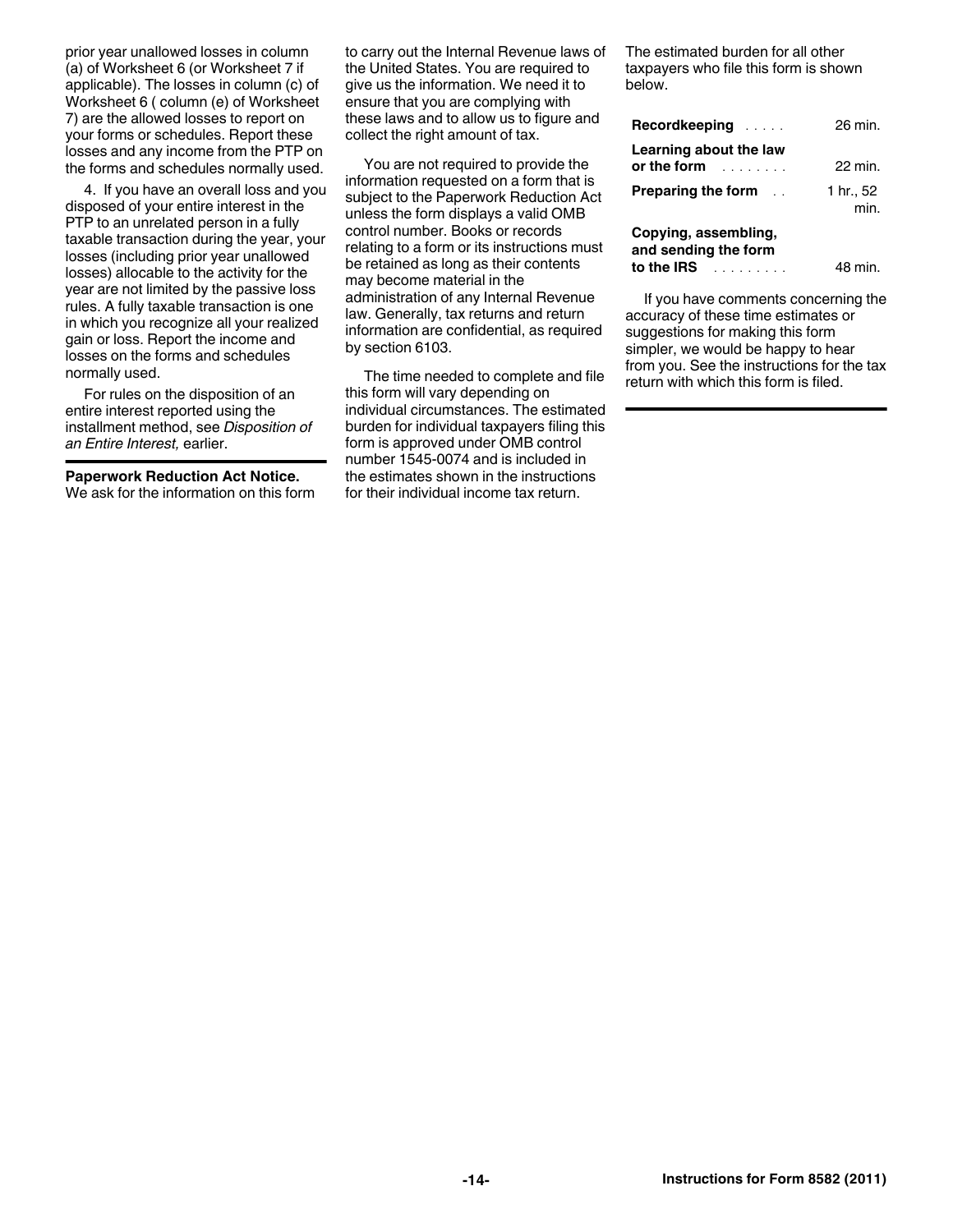prior year unallowed losses in column (a) of Worksheet 6 (or Worksheet 7 if applicable). The losses in column (c) of Worksheet 6 ( column (e) of Worksheet 7) are the allowed losses to report on your forms or schedules. Report these losses and any income from the PTP on the forms and schedules normally used.

4. If you have an overall loss and you disposed of your entire interest in the PTP to an unrelated person in a fully taxable transaction during the year, your losses (including prior year unallowed losses) allocable to the activity for the year are not limited by the passive loss rules. A fully taxable transaction is one in which you recognize all your realized gain or loss. Report the income and losses on the forms and schedules normally used.

For rules on the disposition of an entire interest reported using the installment method, see *Disposition of an Entire Interest,* earlier.

**Paperwork Reduction Act Notice.** We ask for the information on this form to carry out the Internal Revenue laws of the United States. You are required to give us the information. We need it to ensure that you are complying with these laws and to allow us to figure and collect the right amount of tax.

You are not required to provide the information requested on a form that is subject to the Paperwork Reduction Act unless the form displays a valid OMB control number. Books or records relating to a form or its instructions must be retained as long as their contents may become material in the administration of any Internal Revenue law. Generally, tax returns and return information are confidential, as required by section 6103.

The time needed to complete and file this form will vary depending on individual circumstances. The estimated burden for individual taxpayers filing this form is approved under OMB control number 1545-0074 and is included in the estimates shown in the instructions for their individual income tax return. The estimated burden for all other taxpayers who file this form is shown below.

| | |
|---|---|
| **Recordkeeping** . . . . . | 26 min. |
| **Learning about the law or the form** . . . . . . . . | 22 min. |
| **Preparing the form** . . | 1 hr., 52 min. |
| **Copying, assembling, and sending the form to the IRS** . . . . . . . . . | 48 min. |

If you have comments concerning the accuracy of these time estimates or suggestions for making this form simpler, we would be happy to hear from you. See the instructions for the tax return with which this form is filed.